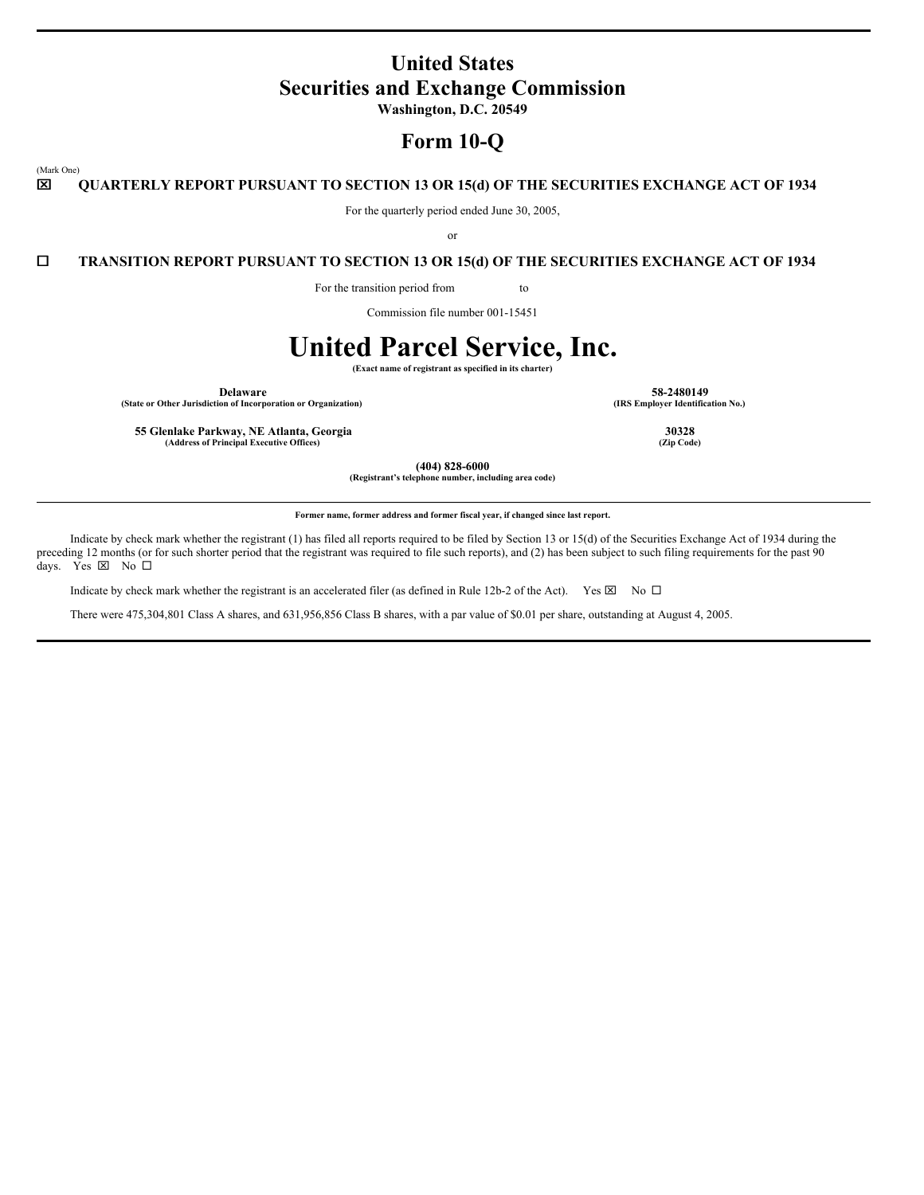# United States
# Securities and Exchange Commission
**Washington, D.C. 20549**

## Form 10-Q

(Mark One)

☒ **QUARTERLY REPORT PURSUANT TO SECTION 13 OR 15(d) OF THE SECURITIES EXCHANGE ACT OF 1934**

For the quarterly period ended June 30, 2005,

or

☐ **TRANSITION REPORT PURSUANT TO SECTION 13 OR 15(d) OF THE SECURITIES EXCHANGE ACT OF 1934**

For the transition period from                    to

Commission file number 001-15451

# United Parcel Service, Inc.
**(Exact name of registrant as specified in its charter)**

| | |
|---|---|
| **Delaware**<br>**(State or Other Jurisdiction of Incorporation or Organization)** | **58-2480149**<br>**(IRS Employer Identification No.)** |
| **55 Glenlake Parkway, NE Atlanta, Georgia**<br>**(Address of Principal Executive Offices)** | **30328**<br>**(Zip Code)** |

**(404) 828-6000**
**(Registrant's telephone number, including area code)**

**Former name, former address and former fiscal year, if changed since last report.**

Indicate by check mark whether the registrant (1) has filed all reports required to be filed by Section 13 or 15(d) of the Securities Exchange Act of 1934 during the preceding 12 months (or for such shorter period that the registrant was required to file such reports), and (2) has been subject to such filing requirements for the past 90 days. Yes ☒ No ☐

Indicate by check mark whether the registrant is an accelerated filer (as defined in Rule 12b-2 of the Act). Yes ☒ No ☐

There were 475,304,801 Class A shares, and 631,956,856 Class B shares, with a par value of $0.01 per share, outstanding at August 4, 2005.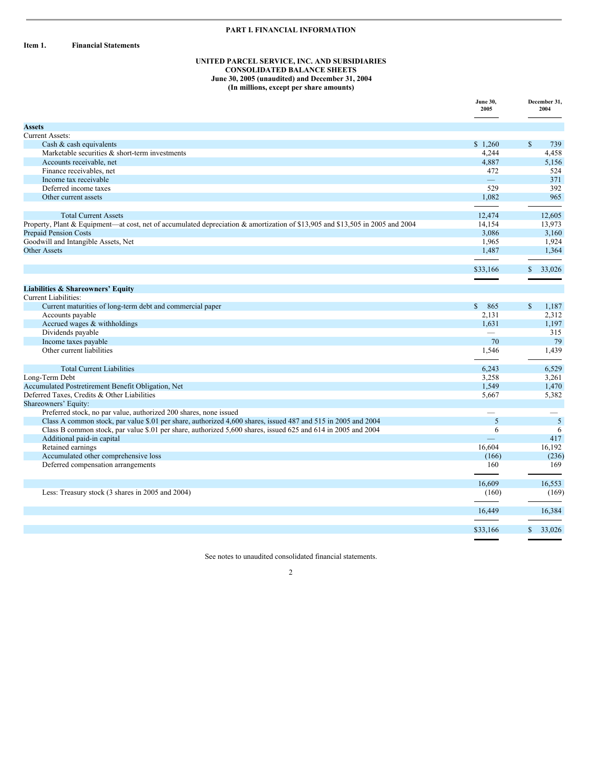# PART I. FINANCIAL INFORMATION

**Item 1. Financial Statements**

**UNITED PARCEL SERVICE, INC. AND SUBSIDIARIES**
**CONSOLIDATED BALANCE SHEETS**
**June 30, 2005 (unaudited) and December 31, 2004**
**(In millions, except per share amounts)**

| | June 30, 2005 | December 31, 2004 |
|---|---|---|
| **Assets** | | |
| Current Assets: | | |
| Cash & cash equivalents | $ 1,260 | $ 739 |
| Marketable securities & short-term investments | 4,244 | 4,458 |
| Accounts receivable, net | 4,887 | 5,156 |
| Finance receivables, net | 472 | 524 |
| Income tax receivable | — | 371 |
| Deferred income taxes | 529 | 392 |
| Other current assets | 1,082 | 965 |
| Total Current Assets | 12,474 | 12,605 |
| Property, Plant & Equipment—at cost, net of accumulated depreciation & amortization of $13,905 and $13,505 in 2005 and 2004 | 14,154 | 13,973 |
| Prepaid Pension Costs | 3,086 | 3,160 |
| Goodwill and Intangible Assets, Net | 1,965 | 1,924 |
| Other Assets | 1,487 | 1,364 |
| | $33,166 | $ 33,026 |
| **Liabilities & Shareowners' Equity** | | |
| Current Liabilities: | | |
| Current maturities of long-term debt and commercial paper | $ 865 | $ 1,187 |
| Accounts payable | 2,131 | 2,312 |
| Accrued wages & withholdings | 1,631 | 1,197 |
| Dividends payable | — | 315 |
| Income taxes payable | 70 | 79 |
| Other current liabilities | 1,546 | 1,439 |
| Total Current Liabilities | 6,243 | 6,529 |
| Long-Term Debt | 3,258 | 3,261 |
| Accumulated Postretirement Benefit Obligation, Net | 1,549 | 1,470 |
| Deferred Taxes, Credits & Other Liabilities | 5,667 | 5,382 |
| Shareowners' Equity: | | |
| Preferred stock, no par value, authorized 200 shares, none issued | — | — |
| Class A common stock, par value $.01 per share, authorized 4,600 shares, issued 487 and 515 in 2005 and 2004 | 5 | 5 |
| Class B common stock, par value $.01 per share, authorized 5,600 shares, issued 625 and 614 in 2005 and 2004 | 6 | 6 |
| Additional paid-in capital | — | 417 |
| Retained earnings | 16,604 | 16,192 |
| Accumulated other comprehensive loss | (166) | (236) |
| Deferred compensation arrangements | 160 | 169 |
| | 16,609 | 16,553 |
| Less: Treasury stock (3 shares in 2005 and 2004) | (160) | (169) |
| | 16,449 | 16,384 |
| | $33,166 | $ 33,026 |

See notes to unaudited consolidated financial statements.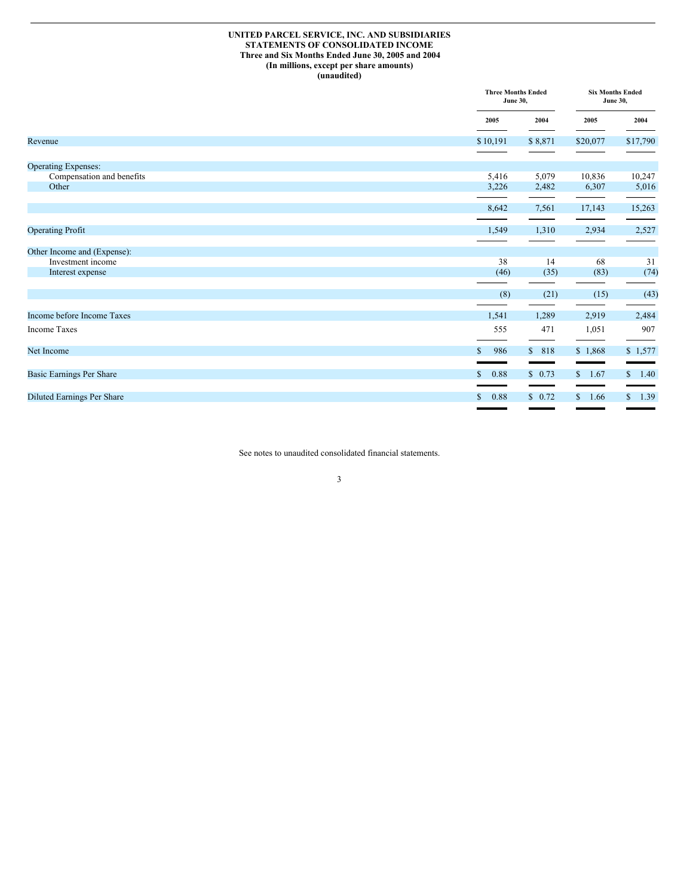**UNITED PARCEL SERVICE, INC. AND SUBSIDIARIES**
**STATEMENTS OF CONSOLIDATED INCOME**
**Three and Six Months Ended June 30, 2005 and 2004**
**(In millions, except per share amounts)**
**(unaudited)**

| | Three Months Ended June 30, | | Six Months Ended June 30, | |
|---|---|---|---|---|
| | 2005 | 2004 | 2005 | 2004 |
| Revenue | $ 10,191 | $ 8,871 | $20,077 | $17,790 |
| Operating Expenses: | | | | |
| Compensation and benefits | 5,416 | 5,079 | 10,836 | 10,247 |
| Other | 3,226 | 2,482 | 6,307 | 5,016 |
| | 8,642 | 7,561 | 17,143 | 15,263 |
| Operating Profit | 1,549 | 1,310 | 2,934 | 2,527 |
| Other Income and (Expense): | | | | |
| Investment income | 38 | 14 | 68 | 31 |
| Interest expense | (46) | (35) | (83) | (74) |
| | (8) | (21) | (15) | (43) |
| Income before Income Taxes | 1,541 | 1,289 | 2,919 | 2,484 |
| Income Taxes | 555 | 471 | 1,051 | 907 |
| Net Income | $ 986 | $ 818 | $ 1,868 | $ 1,577 |
| Basic Earnings Per Share | $ 0.88 | $ 0.73 | $ 1.67 | $ 1.40 |
| Diluted Earnings Per Share | $ 0.88 | $ 0.72 | $ 1.66 | $ 1.39 |

See notes to unaudited consolidated financial statements.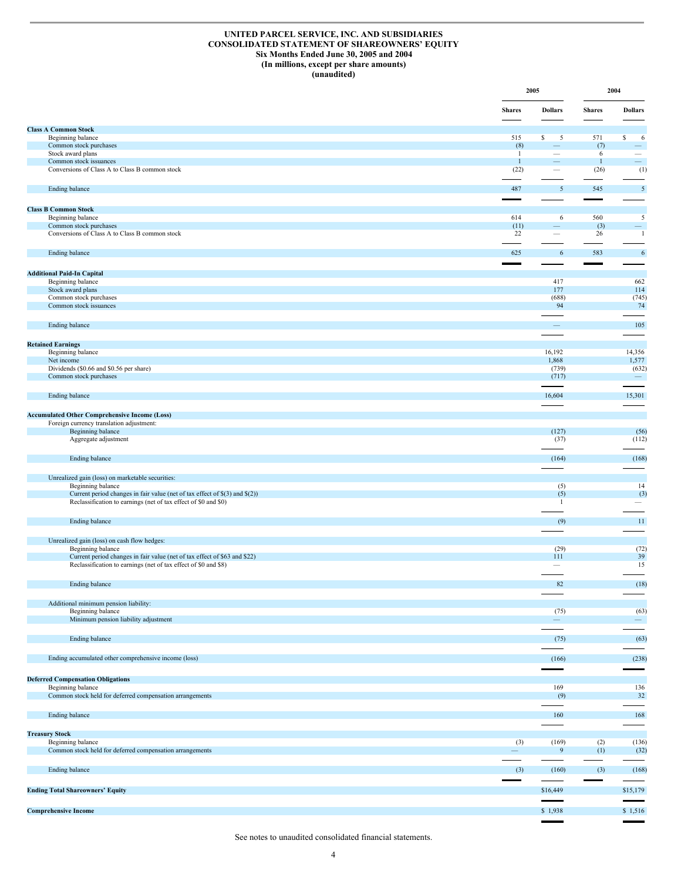# UNITED PARCEL SERVICE, INC. AND SUBSIDIARIES
## CONSOLIDATED STATEMENT OF SHAREOWNERS' EQUITY
### Six Months Ended June 30, 2005 and 2004
### (In millions, except per share amounts)
### (unaudited)

| | 2005 | | 2004 | |
|---|---|---|---|---|
| | Shares | Dollars | Shares | Dollars |
| **Class A Common Stock** | | | | |
| Beginning balance | 515 | $ 5 | 571 | $ 6 |
| Common stock purchases | (8) | — | (7) | — |
| Stock award plans | 1 | — | 6 | — |
| Common stock issuances | 1 | — | 1 | — |
| Conversions of Class A to Class B common stock | (22) | — | (26) | (1) |
| Ending balance | 487 | 5 | 545 | 5 |
| **Class B Common Stock** | | | | |
| Beginning balance | 614 | 6 | 560 | 5 |
| Common stock purchases | (11) | — | (3) | — |
| Conversions of Class A to Class B common stock | 22 | — | 26 | 1 |
| Ending balance | 625 | 6 | 583 | 6 |
| **Additional Paid-In Capital** | | | | |
| Beginning balance | | 417 | | 662 |
| Stock award plans | | 177 | | 114 |
| Common stock purchases | | (688) | | (745) |
| Common stock issuances | | 94 | | 74 |
| Ending balance | | — | | 105 |
| **Retained Earnings** | | | | |
| Beginning balance | | 16,192 | | 14,356 |
| Net income | | 1,868 | | 1,577 |
| Dividends ($0.66 and $0.56 per share) | | (739) | | (632) |
| Common stock purchases | | (717) | | — |
| Ending balance | | 16,604 | | 15,301 |
| **Accumulated Other Comprehensive Income (Loss)** | | | | |
| Foreign currency translation adjustment: | | | | |
| Beginning balance | | (127) | | (56) |
| Aggregate adjustment | | (37) | | (112) |
| Ending balance | | (164) | | (168) |
| Unrealized gain (loss) on marketable securities: | | | | |
| Beginning balance | | (5) | | 14 |
| Current period changes in fair value (net of tax effect of $(3) and $(2)) | | (5) | | (3) |
| Reclassification to earnings (net of tax effect of $0 and $0) | | 1 | | — |
| Ending balance | | (9) | | 11 |
| Unrealized gain (loss) on cash flow hedges: | | | | |
| Beginning balance | | (29) | | (72) |
| Current period changes in fair value (net of tax effect of $63 and $22) | | 111 | | 39 |
| Reclassification to earnings (net of tax effect of $0 and $8) | | — | | 15 |
| Ending balance | | 82 | | (18) |
| Additional minimum pension liability: | | | | |
| Beginning balance | | (75) | | (63) |
| Minimum pension liability adjustment | | — | | — |
| Ending balance | | (75) | | (63) |
| Ending accumulated other comprehensive income (loss) | | (166) | | (238) |
| **Deferred Compensation Obligations** | | | | |
| Beginning balance | | 169 | | 136 |
| Common stock held for deferred compensation arrangements | | (9) | | 32 |
| Ending balance | | 160 | | 168 |
| **Treasury Stock** | | | | |
| Beginning balance | (3) | (169) | (2) | (136) |
| Common stock held for deferred compensation arrangements | — | 9 | (1) | (32) |
| Ending balance | (3) | (160) | (3) | (168) |
| **Ending Total Shareowners' Equity** | | $16,449 | | $15,179 |
| **Comprehensive Income** | | $ 1,938 | | $ 1,516 |

See notes to unaudited consolidated financial statements.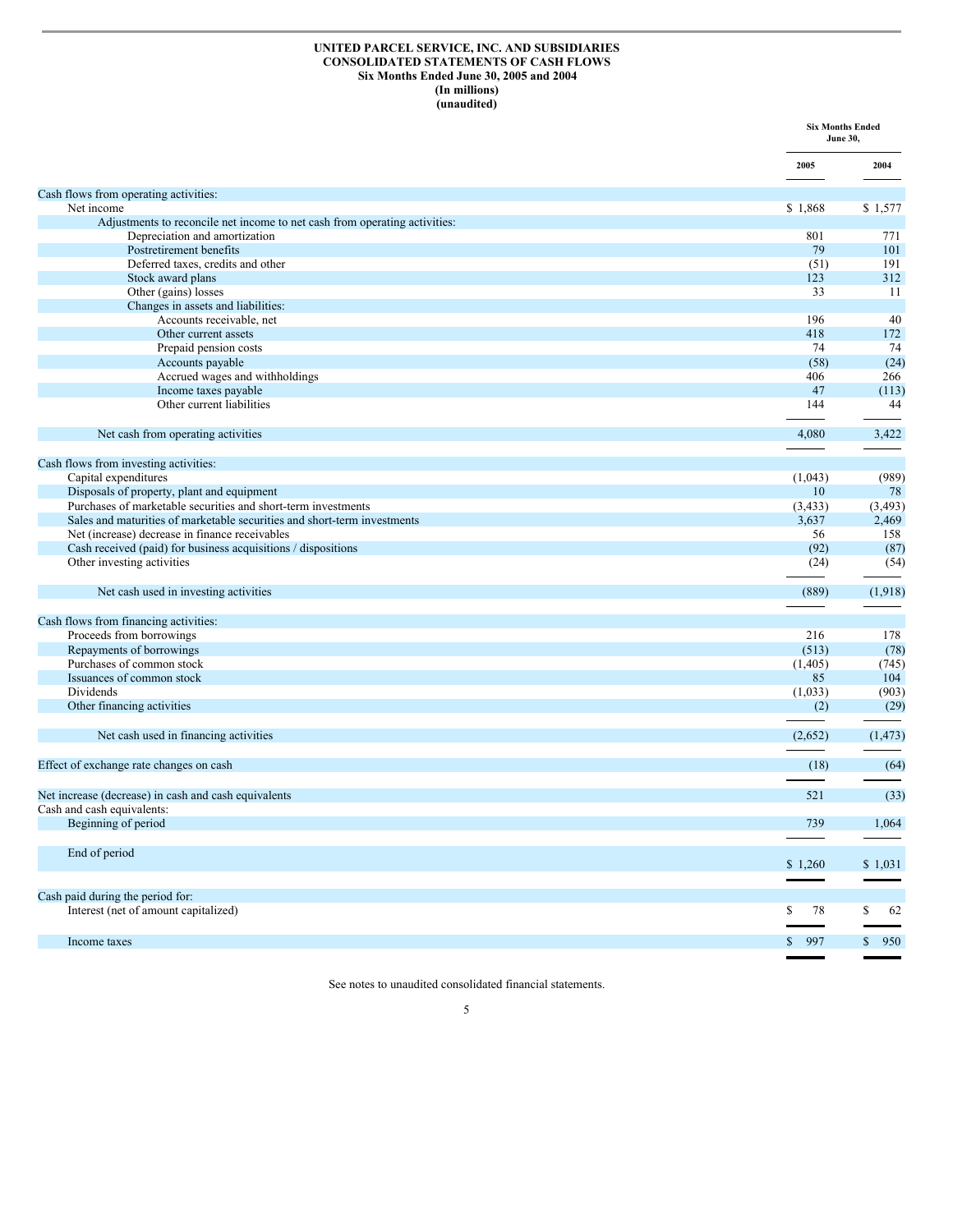**UNITED PARCEL SERVICE, INC. AND SUBSIDIARIES**
**CONSOLIDATED STATEMENTS OF CASH FLOWS**
**Six Months Ended June 30, 2005 and 2004**
**(In millions)**
**(unaudited)**

| | Six Months Ended June 30, | |
|---|---|---|
| | 2005 | 2004 |
| Cash flows from operating activities: | | |
| Net income | $ 1,868 | $ 1,577 |
| Adjustments to reconcile net income to net cash from operating activities: | | |
| Depreciation and amortization | 801 | 771 |
| Postretirement benefits | 79 | 101 |
| Deferred taxes, credits and other | (51) | 191 |
| Stock award plans | 123 | 312 |
| Other (gains) losses | 33 | 11 |
| Changes in assets and liabilities: | | |
| Accounts receivable, net | 196 | 40 |
| Other current assets | 418 | 172 |
| Prepaid pension costs | 74 | 74 |
| Accounts payable | (58) | (24) |
| Accrued wages and withholdings | 406 | 266 |
| Income taxes payable | 47 | (113) |
| Other current liabilities | 144 | 44 |
| Net cash from operating activities | 4,080 | 3,422 |
| Cash flows from investing activities: | | |
| Capital expenditures | (1,043) | (989) |
| Disposals of property, plant and equipment | 10 | 78 |
| Purchases of marketable securities and short-term investments | (3,433) | (3,493) |
| Sales and maturities of marketable securities and short-term investments | 3,637 | 2,469 |
| Net (increase) decrease in finance receivables | 56 | 158 |
| Cash received (paid) for business acquisitions / dispositions | (92) | (87) |
| Other investing activities | (24) | (54) |
| Net cash used in investing activities | (889) | (1,918) |
| Cash flows from financing activities: | | |
| Proceeds from borrowings | 216 | 178 |
| Repayments of borrowings | (513) | (78) |
| Purchases of common stock | (1,405) | (745) |
| Issuances of common stock | 85 | 104 |
| Dividends | (1,033) | (903) |
| Other financing activities | (2) | (29) |
| Net cash used in financing activities | (2,652) | (1,473) |
| Effect of exchange rate changes on cash | (18) | (64) |
| Net increase (decrease) in cash and cash equivalents | 521 | (33) |
| Cash and cash equivalents: | | |
| Beginning of period | 739 | 1,064 |
| End of period | $ 1,260 | $ 1,031 |
| Cash paid during the period for: | | |
| Interest (net of amount capitalized) | $ 78 | $ 62 |
| Income taxes | $ 997 | $ 950 |

See notes to unaudited consolidated financial statements.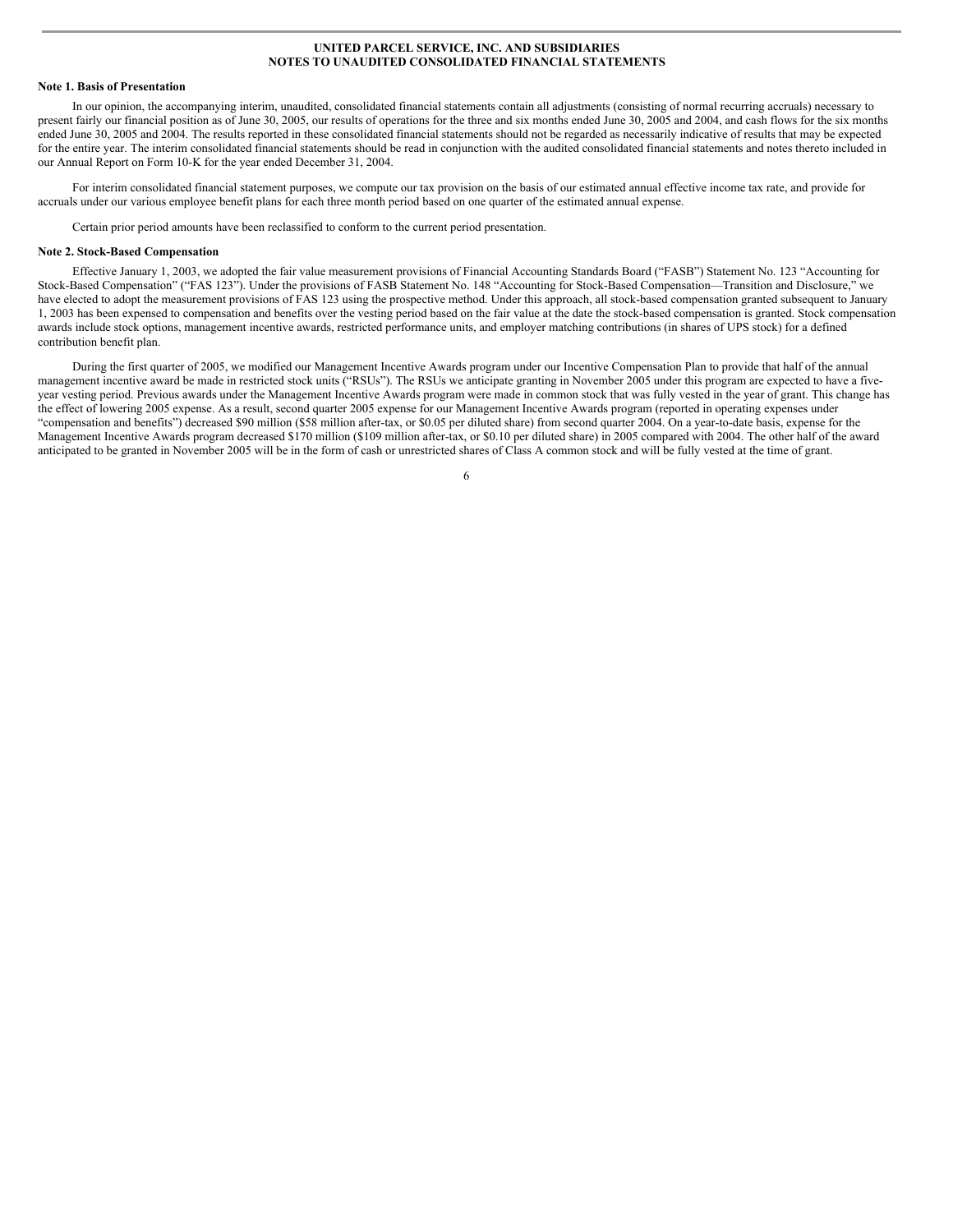# UNITED PARCEL SERVICE, INC. AND SUBSIDIARIES
## NOTES TO UNAUDITED CONSOLIDATED FINANCIAL STATEMENTS

**Note 1. Basis of Presentation**

In our opinion, the accompanying interim, unaudited, consolidated financial statements contain all adjustments (consisting of normal recurring accruals) necessary to present fairly our financial position as of June 30, 2005, our results of operations for the three and six months ended June 30, 2005 and 2004, and cash flows for the six months ended June 30, 2005 and 2004. The results reported in these consolidated financial statements should not be regarded as necessarily indicative of results that may be expected for the entire year. The interim consolidated financial statements should be read in conjunction with the audited consolidated financial statements and notes thereto included in our Annual Report on Form 10-K for the year ended December 31, 2004.

For interim consolidated financial statement purposes, we compute our tax provision on the basis of our estimated annual effective income tax rate, and provide for accruals under our various employee benefit plans for each three month period based on one quarter of the estimated annual expense.

Certain prior period amounts have been reclassified to conform to the current period presentation.

**Note 2. Stock-Based Compensation**

Effective January 1, 2003, we adopted the fair value measurement provisions of Financial Accounting Standards Board ("FASB") Statement No. 123 "Accounting for Stock-Based Compensation" ("FAS 123"). Under the provisions of FASB Statement No. 148 "Accounting for Stock-Based Compensation—Transition and Disclosure," we have elected to adopt the measurement provisions of FAS 123 using the prospective method. Under this approach, all stock-based compensation granted subsequent to January 1, 2003 has been expensed to compensation and benefits over the vesting period based on the fair value at the date the stock-based compensation is granted. Stock compensation awards include stock options, management incentive awards, restricted performance units, and employer matching contributions (in shares of UPS stock) for a defined contribution benefit plan.

During the first quarter of 2005, we modified our Management Incentive Awards program under our Incentive Compensation Plan to provide that half of the annual management incentive award be made in restricted stock units ("RSUs"). The RSUs we anticipate granting in November 2005 under this program are expected to have a five-year vesting period. Previous awards under the Management Incentive Awards program were made in common stock that was fully vested in the year of grant. This change has the effect of lowering 2005 expense. As a result, second quarter 2005 expense for our Management Incentive Awards program (reported in operating expenses under "compensation and benefits") decreased $90 million ($58 million after-tax, or $0.05 per diluted share) from second quarter 2004. On a year-to-date basis, expense for the Management Incentive Awards program decreased $170 million ($109 million after-tax, or $0.10 per diluted share) in 2005 compared with 2004. The other half of the award anticipated to be granted in November 2005 will be in the form of cash or unrestricted shares of Class A common stock and will be fully vested at the time of grant.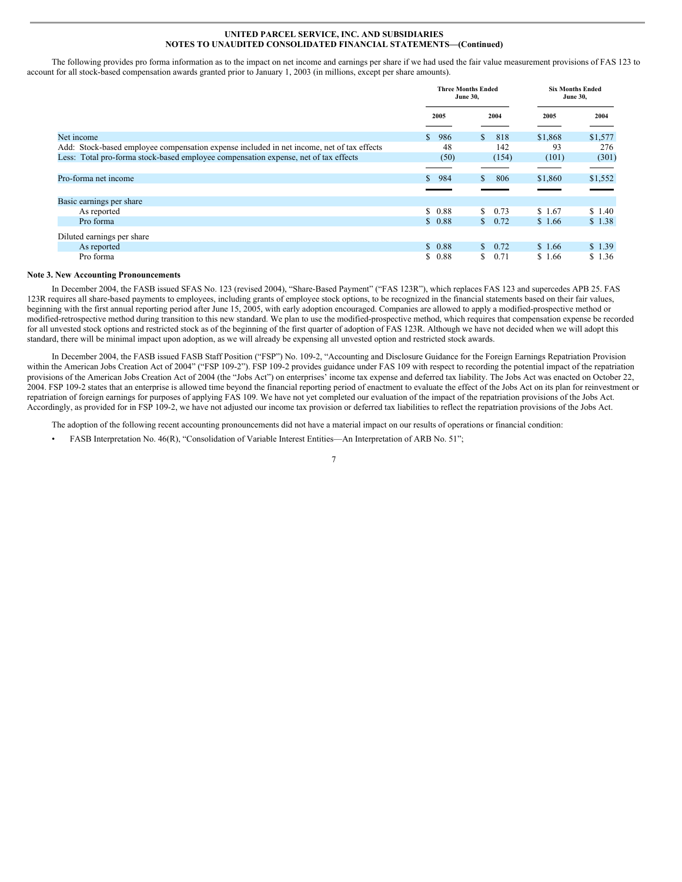**UNITED PARCEL SERVICE, INC. AND SUBSIDIARIES**
**NOTES TO UNAUDITED CONSOLIDATED FINANCIAL STATEMENTS—(Continued)**

The following provides pro forma information as to the impact on net income and earnings per share if we had used the fair value measurement provisions of FAS 123 to account for all stock-based compensation awards granted prior to January 1, 2003 (in millions, except per share amounts).

| | Three Months Ended June 30, | | Six Months Ended June 30, | |
|---|---|---|---|---|
| | 2005 | 2004 | 2005 | 2004 |
| Net income | $ 986 | $ 818 | $1,868 | $1,577 |
| Add: Stock-based employee compensation expense included in net income, net of tax effects | 48 | 142 | 93 | 276 |
| Less: Total pro-forma stock-based employee compensation expense, net of tax effects | (50) | (154) | (101) | (301) |
| Pro-forma net income | $ 984 | $ 806 | $1,860 | $1,552 |
| Basic earnings per share | | | | |
| As reported | $ 0.88 | $ 0.73 | $ 1.67 | $ 1.40 |
| Pro forma | $ 0.88 | $ 0.72 | $ 1.66 | $ 1.38 |
| Diluted earnings per share | | | | |
| As reported | $ 0.88 | $ 0.72 | $ 1.66 | $ 1.39 |
| Pro forma | $ 0.88 | $ 0.71 | $ 1.66 | $ 1.36 |

**Note 3. New Accounting Pronouncements**

In December 2004, the FASB issued SFAS No. 123 (revised 2004), "Share-Based Payment" ("FAS 123R"), which replaces FAS 123 and supercedes APB 25. FAS 123R requires all share-based payments to employees, including grants of employee stock options, to be recognized in the financial statements based on their fair values, beginning with the first annual reporting period after June 15, 2005, with early adoption encouraged. Companies are allowed to apply a modified-prospective method or modified-retrospective method during transition to this new standard. We plan to use the modified-prospective method, which requires that compensation expense be recorded for all unvested stock options and restricted stock as of the beginning of the first quarter of adoption of FAS 123R. Although we have not decided when we will adopt this standard, there will be minimal impact upon adoption, as we will already be expensing all unvested option and restricted stock awards.

In December 2004, the FASB issued FASB Staff Position ("FSP") No. 109-2, "Accounting and Disclosure Guidance for the Foreign Earnings Repatriation Provision within the American Jobs Creation Act of 2004" ("FSP 109-2"). FSP 109-2 provides guidance under FAS 109 with respect to recording the potential impact of the repatriation provisions of the American Jobs Creation Act of 2004 (the "Jobs Act") on enterprises' income tax expense and deferred tax liability. The Jobs Act was enacted on October 22, 2004. FSP 109-2 states that an enterprise is allowed time beyond the financial reporting period of enactment to evaluate the effect of the Jobs Act on its plan for reinvestment or repatriation of foreign earnings for purposes of applying FAS 109. We have not yet completed our evaluation of the impact of the repatriation provisions of the Jobs Act. Accordingly, as provided for in FSP 109-2, we have not adjusted our income tax provision or deferred tax liabilities to reflect the repatriation provisions of the Jobs Act.

The adoption of the following recent accounting pronouncements did not have a material impact on our results of operations or financial condition:

- FASB Interpretation No. 46(R), "Consolidation of Variable Interest Entities—An Interpretation of ARB No. 51";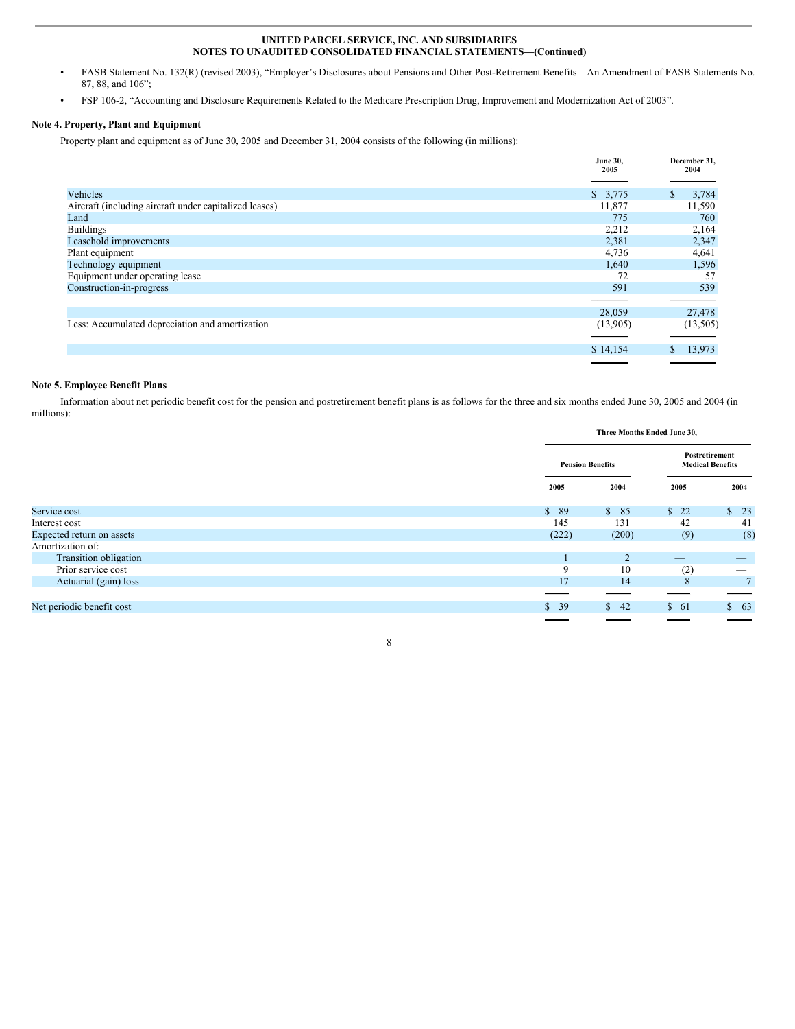- FASB Statement No. 132(R) (revised 2003), "Employer's Disclosures about Pensions and Other Post-Retirement Benefits—An Amendment of FASB Statements No. 87, 88, and 106";
- FSP 106-2, "Accounting and Disclosure Requirements Related to the Medicare Prescription Drug, Improvement and Modernization Act of 2003".

**Note 4. Property, Plant and Equipment**

Property plant and equipment as of June 30, 2005 and December 31, 2004 consists of the following (in millions):

| | June 30, 2005 | December 31, 2004 |
|---|---|---|
| Vehicles | $ 3,775 | $ 3,784 |
| Aircraft (including aircraft under capitalized leases) | 11,877 | 11,590 |
| Land | 775 | 760 |
| Buildings | 2,212 | 2,164 |
| Leasehold improvements | 2,381 | 2,347 |
| Plant equipment | 4,736 | 4,641 |
| Technology equipment | 1,640 | 1,596 |
| Equipment under operating lease | 72 | 57 |
| Construction-in-progress | 591 | 539 |
| | 28,059 | 27,478 |
| Less: Accumulated depreciation and amortization | (13,905) | (13,505) |
| | $ 14,154 | $ 13,973 |

**Note 5. Employee Benefit Plans**

Information about net periodic benefit cost for the pension and postretirement benefit plans is as follows for the three and six months ended June 30, 2005 and 2004 (in millions):

| | Three Months Ended June 30, | | | |
|---|---|---|---|---|
| | Pension Benefits | | Postretirement Medical Benefits | |
| | 2005 | 2004 | 2005 | 2004 |
| Service cost | $ 89 | $ 85 | $ 22 | $ 23 |
| Interest cost | 145 | 131 | 42 | 41 |
| Expected return on assets | (222) | (200) | (9) | (8) |
| Amortization of: | | | | |
| Transition obligation | 1 | 2 | — | — |
| Prior service cost | 9 | 10 | (2) | — |
| Actuarial (gain) loss | 17 | 14 | 8 | 7 |
| Net periodic benefit cost | $ 39 | $ 42 | $ 61 | $ 63 |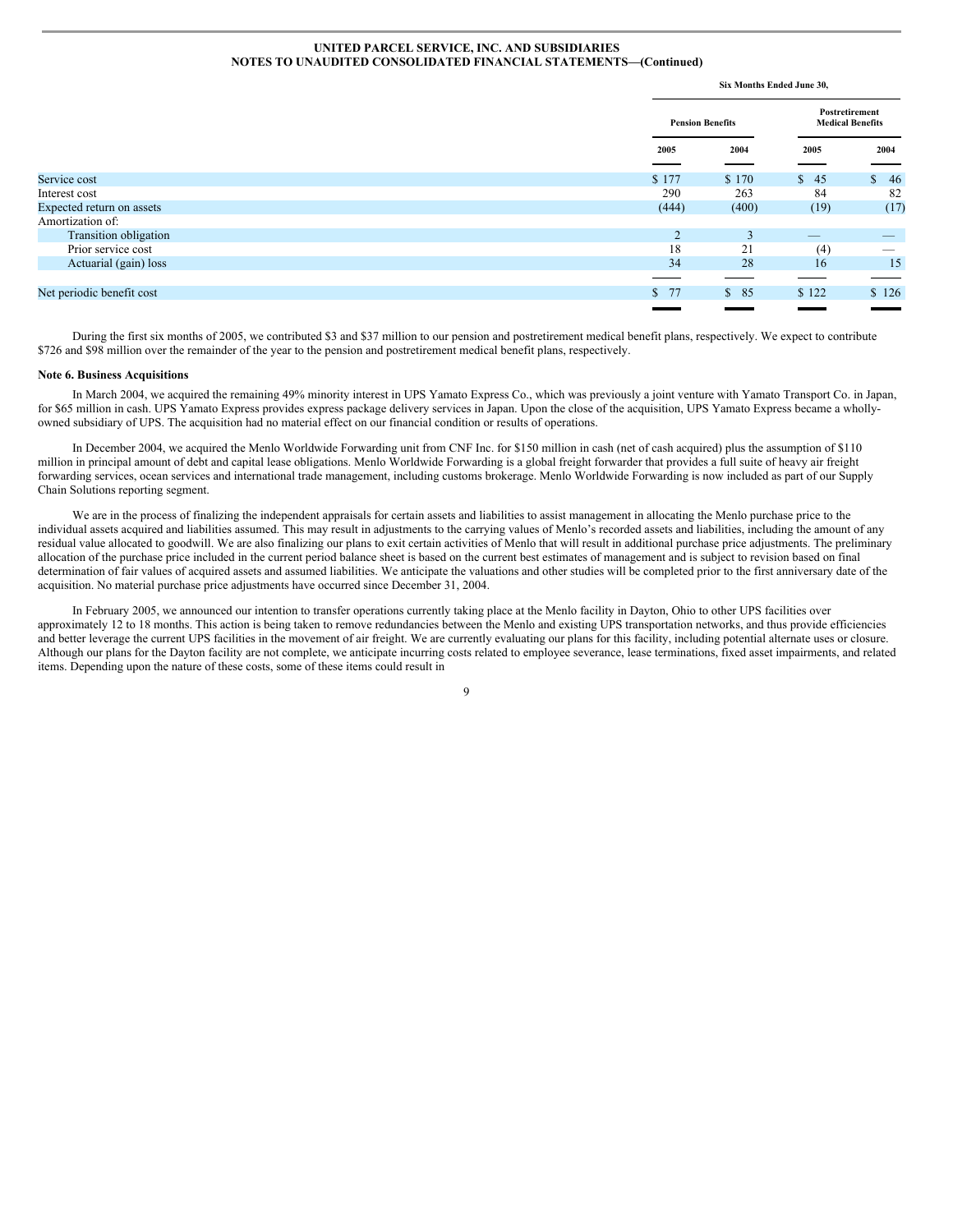| | Six Months Ended June 30, | | | |
|---|---|---|---|---|
| | Pension Benefits | | Postretirement Medical Benefits | |
| | 2005 | 2004 | 2005 | 2004 |
| Service cost | $ 177 | $ 170 | $ 45 | $ 46 |
| Interest cost | 290 | 263 | 84 | 82 |
| Expected return on assets | (444) | (400) | (19) | (17) |
| Amortization of: | | | | |
| Transition obligation | 2 | 3 | — | — |
| Prior service cost | 18 | 21 | (4) | — |
| Actuarial (gain) loss | 34 | 28 | 16 | 15 |
| Net periodic benefit cost | $ 77 | $ 85 | $ 122 | $ 126 |

During the first six months of 2005, we contributed $3 and $37 million to our pension and postretirement medical benefit plans, respectively. We expect to contribute $726 and $98 million over the remainder of the year to the pension and postretirement medical benefit plans, respectively.

**Note 6. Business Acquisitions**

In March 2004, we acquired the remaining 49% minority interest in UPS Yamato Express Co., which was previously a joint venture with Yamato Transport Co. in Japan, for $65 million in cash. UPS Yamato Express provides express package delivery services in Japan. Upon the close of the acquisition, UPS Yamato Express became a wholly-owned subsidiary of UPS. The acquisition had no material effect on our financial condition or results of operations.

In December 2004, we acquired the Menlo Worldwide Forwarding unit from CNF Inc. for $150 million in cash (net of cash acquired) plus the assumption of $110 million in principal amount of debt and capital lease obligations. Menlo Worldwide Forwarding is a global freight forwarder that provides a full suite of heavy air freight forwarding services, ocean services and international trade management, including customs brokerage. Menlo Worldwide Forwarding is now included as part of our Supply Chain Solutions reporting segment.

We are in the process of finalizing the independent appraisals for certain assets and liabilities to assist management in allocating the Menlo purchase price to the individual assets acquired and liabilities assumed. This may result in adjustments to the carrying values of Menlo's recorded assets and liabilities, including the amount of any residual value allocated to goodwill. We are also finalizing our plans to exit certain activities of Menlo that will result in additional purchase price adjustments. The preliminary allocation of the purchase price included in the current period balance sheet is based on the current best estimates of management and is subject to revision based on final determination of fair values of acquired assets and assumed liabilities. We anticipate the valuations and other studies will be completed prior to the first anniversary date of the acquisition. No material purchase price adjustments have occurred since December 31, 2004.

In February 2005, we announced our intention to transfer operations currently taking place at the Menlo facility in Dayton, Ohio to other UPS facilities over approximately 12 to 18 months. This action is being taken to remove redundancies between the Menlo and existing UPS transportation networks, and thus provide efficiencies and better leverage the current UPS facilities in the movement of air freight. We are currently evaluating our plans for this facility, including potential alternate uses or closure. Although our plans for the Dayton facility are not complete, we anticipate incurring costs related to employee severance, lease terminations, fixed asset impairments, and related items. Depending upon the nature of these costs, some of these items could result in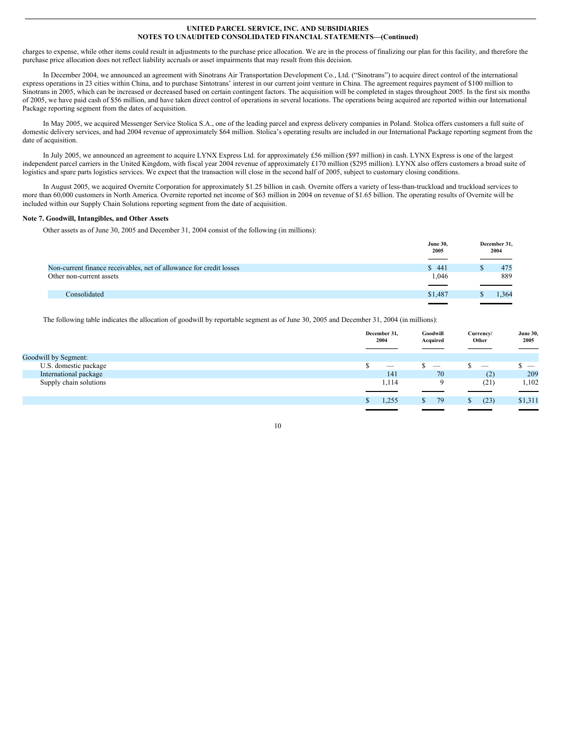charges to expense, while other items could result in adjustments to the purchase price allocation. We are in the process of finalizing our plan for this facility, and therefore the purchase price allocation does not reflect liability accruals or asset impairments that may result from this decision.

In December 2004, we announced an agreement with Sinotrans Air Transportation Development Co., Ltd. ("Sinotrans") to acquire direct control of the international express operations in 23 cities within China, and to purchase Sinotrans' interest in our current joint venture in China. The agreement requires payment of $100 million to Sinotrans in 2005, which can be increased or decreased based on certain contingent factors. The acquisition will be completed in stages throughout 2005. In the first six months of 2005, we have paid cash of $56 million, and have taken direct control of operations in several locations. The operations being acquired are reported within our International Package reporting segment from the dates of acquisition.

In May 2005, we acquired Messenger Service Stolica S.A., one of the leading parcel and express delivery companies in Poland. Stolica offers customers a full suite of domestic delivery services, and had 2004 revenue of approximately $64 million. Stolica's operating results are included in our International Package reporting segment from the date of acquisition.

In July 2005, we announced an agreement to acquire LYNX Express Ltd. for approximately £56 million ($97 million) in cash. LYNX Express is one of the largest independent parcel carriers in the United Kingdom, with fiscal year 2004 revenue of approximately £170 million ($295 million). LYNX also offers customers a broad suite of logistics and spare parts logistics services. We expect that the transaction will close in the second half of 2005, subject to customary closing conditions.

In August 2005, we acquired Overnite Corporation for approximately $1.25 billion in cash. Overnite offers a variety of less-than-truckload and truckload services to more than 60,000 customers in North America. Overnite reported net income of $63 million in 2004 on revenue of $1.65 billion. The operating results of Overnite will be included within our Supply Chain Solutions reporting segment from the date of acquisition.

**Note 7. Goodwill, Intangibles, and Other Assets**

Other assets as of June 30, 2005 and December 31, 2004 consist of the following (in millions):

| | June 30, 2005 | December 31, 2004 |
|---|---|---|
| Non-current finance receivables, net of allowance for credit losses | $ 441 | $ 475 |
| Other non-current assets | 1,046 | 889 |
| Consolidated | $1,487 | $ 1,364 |

The following table indicates the allocation of goodwill by reportable segment as of June 30, 2005 and December 31, 2004 (in millions):

| | December 31, 2004 | Goodwill Acquired | Currency/ Other | June 30, 2005 |
|---|---|---|---|---|
| Goodwill by Segment: | | | | |
| U.S. domestic package | $ — | $ — | $ — | $ — |
| International package | 141 | 70 | (2) | 209 |
| Supply chain solutions | 1,114 | 9 | (21) | 1,102 |
| | $ 1,255 | $ 79 | $ (23) | $1,311 |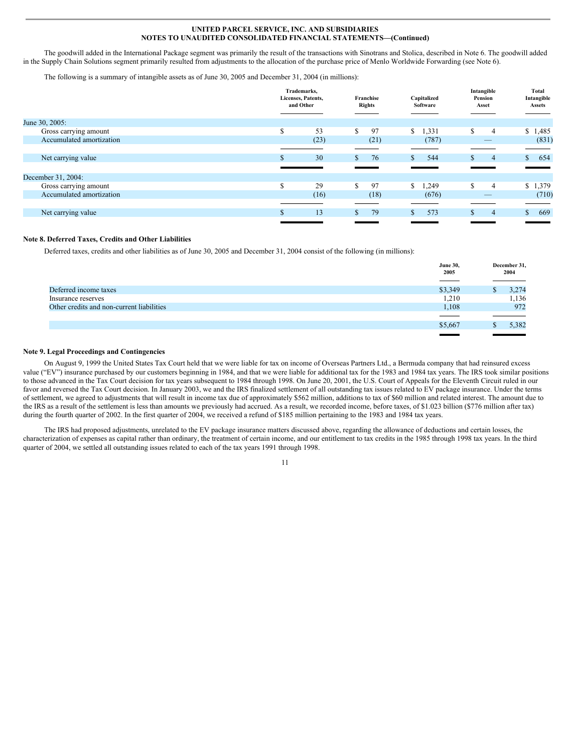The goodwill added in the International Package segment was primarily the result of the transactions with Sinotrans and Stolica, described in Note 6. The goodwill added in the Supply Chain Solutions segment primarily resulted from adjustments to the allocation of the purchase price of Menlo Worldwide Forwarding (see Note 6).

The following is a summary of intangible assets as of June 30, 2005 and December 31, 2004 (in millions):

| | Trademarks, Licenses, Patents, and Other | Franchise Rights | Capitalized Software | Intangible Pension Asset | Total Intangible Assets |
|---|---|---|---|---|---|
| June 30, 2005: | | | | | |
| Gross carrying amount | $ 53 | $ 97 | $ 1,331 | $ 4 | $ 1,485 |
| Accumulated amortization | (23) | (21) | (787) | — | (831) |
| Net carrying value | $ 30 | $ 76 | $ 544 | $ 4 | $ 654 |
| December 31, 2004: | | | | | |
| Gross carrying amount | $ 29 | $ 97 | $ 1,249 | $ 4 | $ 1,379 |
| Accumulated amortization | (16) | (18) | (676) | — | (710) |
| Net carrying value | $ 13 | $ 79 | $ 573 | $ 4 | $ 669 |

## Note 8. Deferred Taxes, Credits and Other Liabilities

Deferred taxes, credits and other liabilities as of June 30, 2005 and December 31, 2004 consist of the following (in millions):

| | June 30, 2005 | December 31, 2004 |
|---|---|---|
| Deferred income taxes | $3,349 | $ 3,274 |
| Insurance reserves | 1,210 | 1,136 |
| Other credits and non-current liabilities | 1,108 | 972 |
| | $5,667 | $ 5,382 |

## Note 9. Legal Proceedings and Contingencies

On August 9, 1999 the United States Tax Court held that we were liable for tax on income of Overseas Partners Ltd., a Bermuda company that had reinsured excess value ("EV") insurance purchased by our customers beginning in 1984, and that we were liable for additional tax for the 1983 and 1984 tax years. The IRS took similar positions to those advanced in the Tax Court decision for tax years subsequent to 1984 through 1998. On June 20, 2001, the U.S. Court of Appeals for the Eleventh Circuit ruled in our favor and reversed the Tax Court decision. In January 2003, we and the IRS finalized settlement of all outstanding tax issues related to EV package insurance. Under the terms of settlement, we agreed to adjustments that will result in income tax due of approximately $562 million, additions to tax of $60 million and related interest. The amount due to the IRS as a result of the settlement is less than amounts we previously had accrued. As a result, we recorded income, before taxes, of $1.023 billion ($776 million after tax) during the fourth quarter of 2002. In the first quarter of 2004, we received a refund of $185 million pertaining to the 1983 and 1984 tax years.

The IRS had proposed adjustments, unrelated to the EV package insurance matters discussed above, regarding the allowance of deductions and certain losses, the characterization of expenses as capital rather than ordinary, the treatment of certain income, and our entitlement to tax credits in the 1985 through 1998 tax years. In the third quarter of 2004, we settled all outstanding issues related to each of the tax years 1991 through 1998.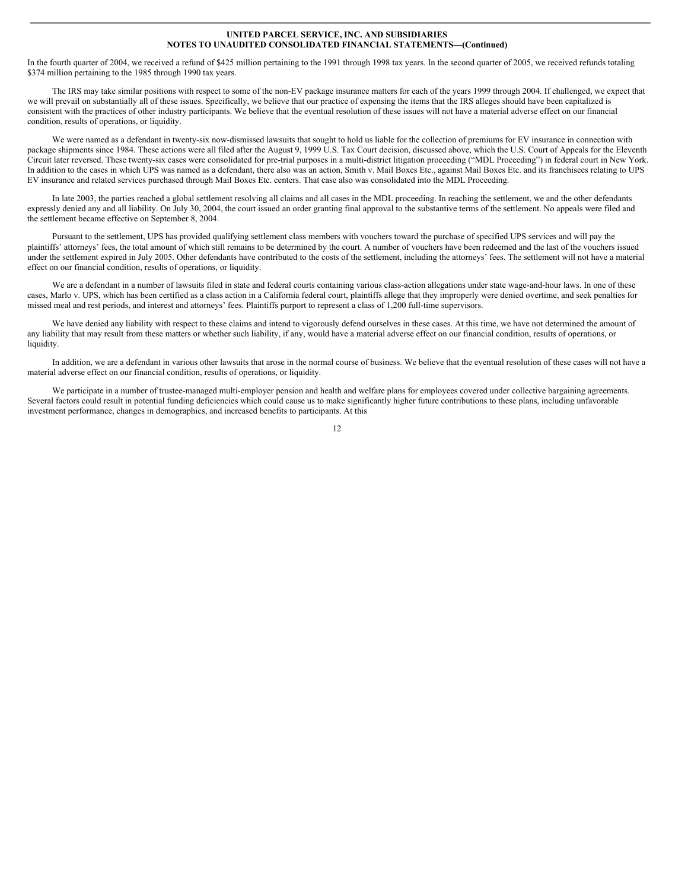In the fourth quarter of 2004, we received a refund of $425 million pertaining to the 1991 through 1998 tax years. In the second quarter of 2005, we received refunds totaling $374 million pertaining to the 1985 through 1990 tax years.

The IRS may take similar positions with respect to some of the non-EV package insurance matters for each of the years 1999 through 2004. If challenged, we expect that we will prevail on substantially all of these issues. Specifically, we believe that our practice of expensing the items that the IRS alleges should have been capitalized is consistent with the practices of other industry participants. We believe that the eventual resolution of these issues will not have a material adverse effect on our financial condition, results of operations, or liquidity.

We were named as a defendant in twenty-six now-dismissed lawsuits that sought to hold us liable for the collection of premiums for EV insurance in connection with package shipments since 1984. These actions were all filed after the August 9, 1999 U.S. Tax Court decision, discussed above, which the U.S. Court of Appeals for the Eleventh Circuit later reversed. These twenty-six cases were consolidated for pre-trial purposes in a multi-district litigation proceeding ("MDL Proceeding") in federal court in New York. In addition to the cases in which UPS was named as a defendant, there also was an action, Smith v. Mail Boxes Etc., against Mail Boxes Etc. and its franchisees relating to UPS EV insurance and related services purchased through Mail Boxes Etc. centers. That case also was consolidated into the MDL Proceeding.

In late 2003, the parties reached a global settlement resolving all claims and all cases in the MDL proceeding. In reaching the settlement, we and the other defendants expressly denied any and all liability. On July 30, 2004, the court issued an order granting final approval to the substantive terms of the settlement. No appeals were filed and the settlement became effective on September 8, 2004.

Pursuant to the settlement, UPS has provided qualifying settlement class members with vouchers toward the purchase of specified UPS services and will pay the plaintiffs' attorneys' fees, the total amount of which still remains to be determined by the court. A number of vouchers have been redeemed and the last of the vouchers issued under the settlement expired in July 2005. Other defendants have contributed to the costs of the settlement, including the attorneys' fees. The settlement will not have a material effect on our financial condition, results of operations, or liquidity.

We are a defendant in a number of lawsuits filed in state and federal courts containing various class-action allegations under state wage-and-hour laws. In one of these cases, Marlo v. UPS, which has been certified as a class action in a California federal court, plaintiffs allege that they improperly were denied overtime, and seek penalties for missed meal and rest periods, and interest and attorneys' fees. Plaintiffs purport to represent a class of 1,200 full-time supervisors.

We have denied any liability with respect to these claims and intend to vigorously defend ourselves in these cases. At this time, we have not determined the amount of any liability that may result from these matters or whether such liability, if any, would have a material adverse effect on our financial condition, results of operations, or liquidity.

In addition, we are a defendant in various other lawsuits that arose in the normal course of business. We believe that the eventual resolution of these cases will not have a material adverse effect on our financial condition, results of operations, or liquidity.

We participate in a number of trustee-managed multi-employer pension and health and welfare plans for employees covered under collective bargaining agreements. Several factors could result in potential funding deficiencies which could cause us to make significantly higher future contributions to these plans, including unfavorable investment performance, changes in demographics, and increased benefits to participants. At this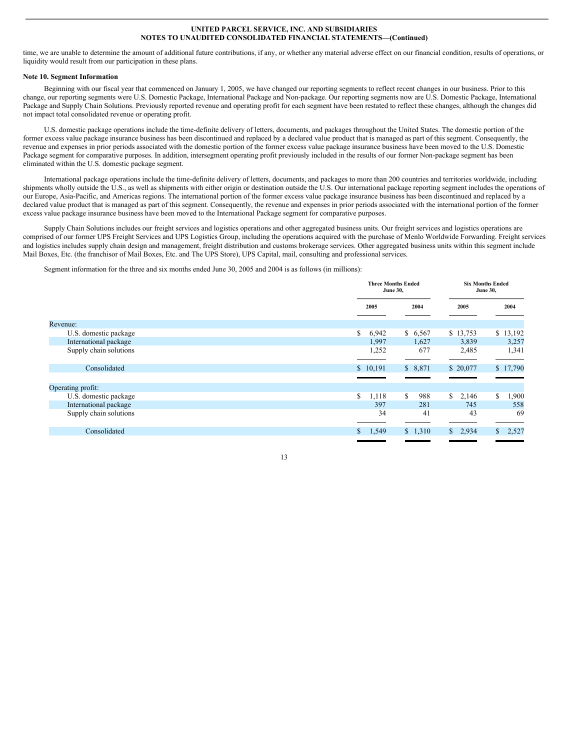time, we are unable to determine the amount of additional future contributions, if any, or whether any material adverse effect on our financial condition, results of operations, or liquidity would result from our participation in these plans.

**Note 10. Segment Information**

Beginning with our fiscal year that commenced on January 1, 2005, we have changed our reporting segments to reflect recent changes in our business. Prior to this change, our reporting segments were U.S. Domestic Package, International Package and Non-package. Our reporting segments now are U.S. Domestic Package, International Package and Supply Chain Solutions. Previously reported revenue and operating profit for each segment have been restated to reflect these changes, although the changes did not impact total consolidated revenue or operating profit.

U.S. domestic package operations include the time-definite delivery of letters, documents, and packages throughout the United States. The domestic portion of the former excess value package insurance business has been discontinued and replaced by a declared value product that is managed as part of this segment. Consequently, the revenue and expenses in prior periods associated with the domestic portion of the former excess value package insurance business have been moved to the U.S. Domestic Package segment for comparative purposes. In addition, intersegment operating profit previously included in the results of our former Non-package segment has been eliminated within the U.S. domestic package segment.

International package operations include the time-definite delivery of letters, documents, and packages to more than 200 countries and territories worldwide, including shipments wholly outside the U.S., as well as shipments with either origin or destination outside the U.S. Our international package reporting segment includes the operations of our Europe, Asia-Pacific, and Americas regions. The international portion of the former excess value package insurance business has been discontinued and replaced by a declared value product that is managed as part of this segment. Consequently, the revenue and expenses in prior periods associated with the international portion of the former excess value package insurance business have been moved to the International Package segment for comparative purposes.

Supply Chain Solutions includes our freight services and logistics operations and other aggregated business units. Our freight services and logistics operations are comprised of our former UPS Freight Services and UPS Logistics Group, including the operations acquired with the purchase of Menlo Worldwide Forwarding. Freight services and logistics includes supply chain design and management, freight distribution and customs brokerage services. Other aggregated business units within this segment include Mail Boxes, Etc. (the franchisor of Mail Boxes, Etc. and The UPS Store), UPS Capital, mail, consulting and professional services.

Segment information for the three and six months ended June 30, 2005 and 2004 is as follows (in millions):

| | Three Months Ended June 30, | | Six Months Ended June 30, | |
|---|---|---|---|---|
| | 2005 | 2004 | 2005 | 2004 |
| Revenue: | | | | |
| U.S. domestic package | $ 6,942 | $ 6,567 | $ 13,753 | $ 13,192 |
| International package | 1,997 | 1,627 | 3,839 | 3,257 |
| Supply chain solutions | 1,252 | 677 | 2,485 | 1,341 |
| Consolidated | $ 10,191 | $ 8,871 | $ 20,077 | $ 17,790 |
| Operating profit: | | | | |
| U.S. domestic package | $ 1,118 | $ 988 | $ 2,146 | $ 1,900 |
| International package | 397 | 281 | 745 | 558 |
| Supply chain solutions | 34 | 41 | 43 | 69 |
| Consolidated | $ 1,549 | $ 1,310 | $ 2,934 | $ 2,527 |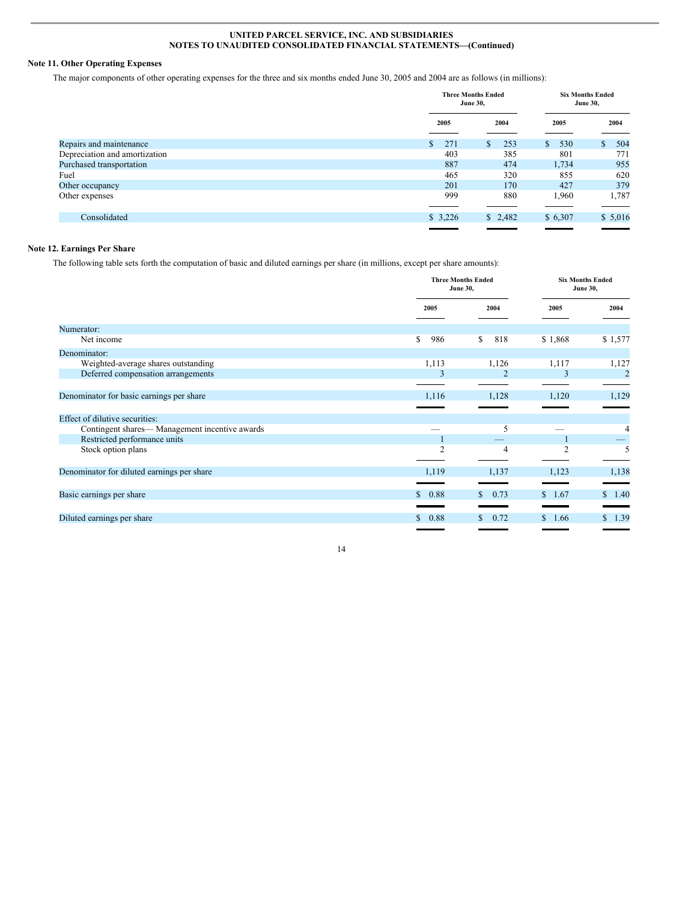UNITED PARCEL SERVICE, INC. AND SUBSIDIARIES
NOTES TO UNAUDITED CONSOLIDATED FINANCIAL STATEMENTS—(Continued)

### Note 11. Other Operating Expenses

The major components of other operating expenses for the three and six months ended June 30, 2005 and 2004 are as follows (in millions):

| | Three Months Ended June 30, | | Six Months Ended June 30, | |
|---|---|---|---|---|
| | 2005 | 2004 | 2005 | 2004 |
| Repairs and maintenance | $ 271 | $ 253 | $ 530 | $ 504 |
| Depreciation and amortization | 403 | 385 | 801 | 771 |
| Purchased transportation | 887 | 474 | 1,734 | 955 |
| Fuel | 465 | 320 | 855 | 620 |
| Other occupancy | 201 | 170 | 427 | 379 |
| Other expenses | 999 | 880 | 1,960 | 1,787 |
| Consolidated | $ 3,226 | $ 2,482 | $ 6,307 | $ 5,016 |

### Note 12. Earnings Per Share

The following table sets forth the computation of basic and diluted earnings per share (in millions, except per share amounts):

| | Three Months Ended June 30, | | Six Months Ended June 30, | |
|---|---|---|---|---|
| | 2005 | 2004 | 2005 | 2004 |
| Numerator: | | | | |
| Net income | $ 986 | $ 818 | $ 1,868 | $ 1,577 |
| Denominator: | | | | |
| Weighted-average shares outstanding | 1,113 | 1,126 | 1,117 | 1,127 |
| Deferred compensation arrangements | 3 | 2 | 3 | 2 |
| Denominator for basic earnings per share | 1,116 | 1,128 | 1,120 | 1,129 |
| Effect of dilutive securities: | | | | |
| Contingent shares— Management incentive awards | — | 5 | — | 4 |
| Restricted performance units | 1 | — | 1 | — |
| Stock option plans | 2 | 4 | 2 | 5 |
| Denominator for diluted earnings per share | 1,119 | 1,137 | 1,123 | 1,138 |
| Basic earnings per share | $ 0.88 | $ 0.73 | $ 1.67 | $ 1.40 |
| Diluted earnings per share | $ 0.88 | $ 0.72 | $ 1.66 | $ 1.39 |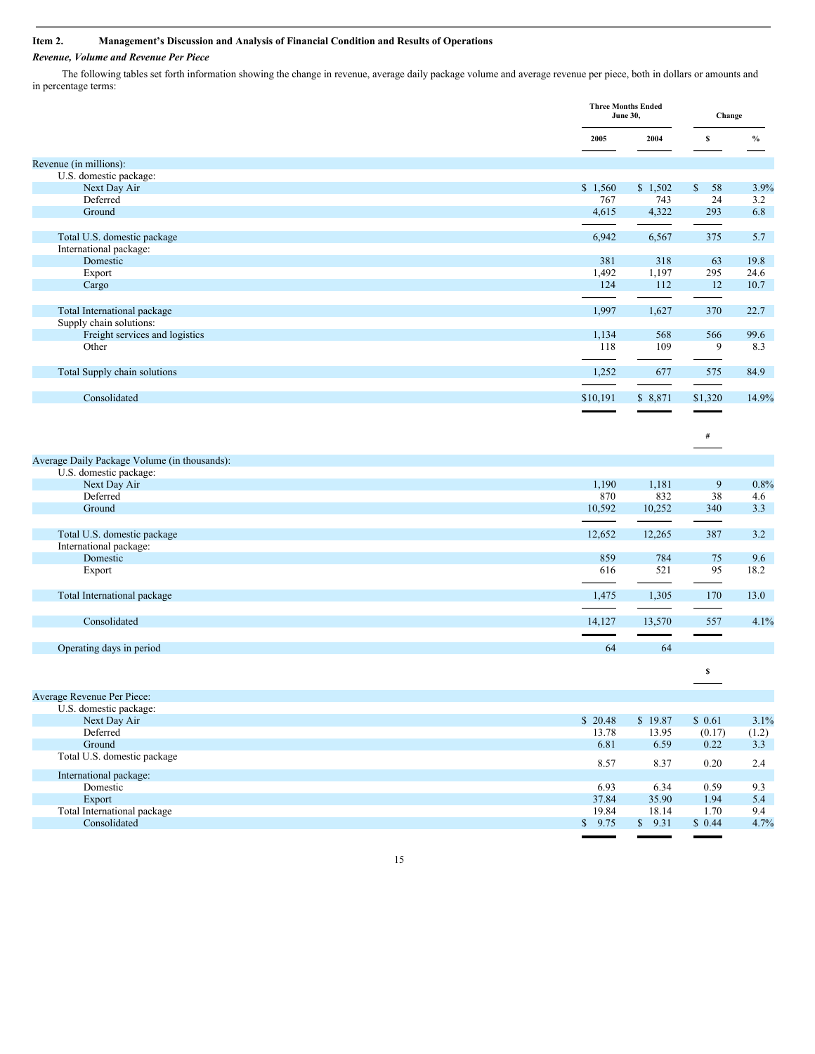## Item 2. Management's Discussion and Analysis of Financial Condition and Results of Operations

### *Revenue, Volume and Revenue Per Piece*

The following tables set forth information showing the change in revenue, average daily package volume and average revenue per piece, both in dollars or amounts and in percentage terms:

| | Three Months Ended June 30, | | Change | |
|---|---|---|---|---|
| | 2005 | 2004 | $ | % |
| **Revenue (in millions):** | | | | |
| U.S. domestic package: | | | | |
| Next Day Air | $ 1,560 | $ 1,502 | $ 58 | 3.9% |
| Deferred | 767 | 743 | 24 | 3.2 |
| Ground | 4,615 | 4,322 | 293 | 6.8 |
| Total U.S. domestic package | 6,942 | 6,567 | 375 | 5.7 |
| International package: | | | | |
| Domestic | 381 | 318 | 63 | 19.8 |
| Export | 1,492 | 1,197 | 295 | 24.6 |
| Cargo | 124 | 112 | 12 | 10.7 |
| Total International package | 1,997 | 1,627 | 370 | 22.7 |
| Supply chain solutions: | | | | |
| Freight services and logistics | 1,134 | 568 | 566 | 99.6 |
| Other | 118 | 109 | 9 | 8.3 |
| Total Supply chain solutions | 1,252 | 677 | 575 | 84.9 |
| Consolidated | $10,191 | $ 8,871 | $1,320 | 14.9% |
| | | | # | |
| **Average Daily Package Volume (in thousands):** | | | | |
| U.S. domestic package: | | | | |
| Next Day Air | 1,190 | 1,181 | 9 | 0.8% |
| Deferred | 870 | 832 | 38 | 4.6 |
| Ground | 10,592 | 10,252 | 340 | 3.3 |
| Total U.S. domestic package | 12,652 | 12,265 | 387 | 3.2 |
| International package: | | | | |
| Domestic | 859 | 784 | 75 | 9.6 |
| Export | 616 | 521 | 95 | 18.2 |
| Total International package | 1,475 | 1,305 | 170 | 13.0 |
| Consolidated | 14,127 | 13,570 | 557 | 4.1% |
| Operating days in period | 64 | 64 | | |
| | | | $ | |
| **Average Revenue Per Piece:** | | | | |
| U.S. domestic package: | | | | |
| Next Day Air | $ 20.48 | $ 19.87 | $ 0.61 | 3.1% |
| Deferred | 13.78 | 13.95 | (0.17) | (1.2) |
| Ground | 6.81 | 6.59 | 0.22 | 3.3 |
| Total U.S. domestic package | 8.57 | 8.37 | 0.20 | 2.4 |
| International package: | | | | |
| Domestic | 6.93 | 6.34 | 0.59 | 9.3 |
| Export | 37.84 | 35.90 | 1.94 | 5.4 |
| Total International package | 19.84 | 18.14 | 1.70 | 9.4 |
| Consolidated | $ 9.75 | $ 9.31 | $ 0.44 | 4.7% |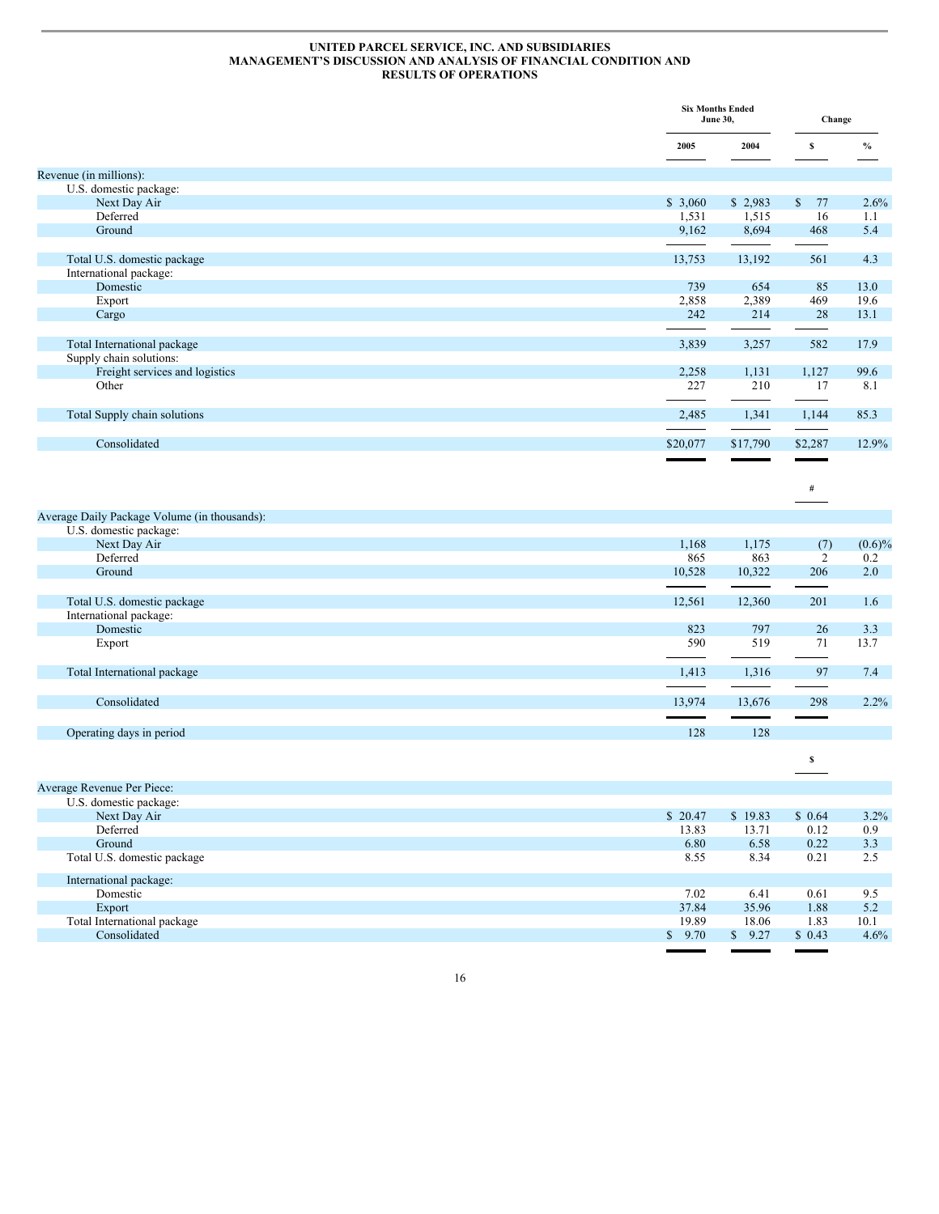**UNITED PARCEL SERVICE, INC. AND SUBSIDIARIES**
**MANAGEMENT'S DISCUSSION AND ANALYSIS OF FINANCIAL CONDITION AND RESULTS OF OPERATIONS**

| | Six Months Ended June 30, | | Change | |
|---|---|---|---|---|
| | 2005 | 2004 | $ | % |
| Revenue (in millions): | | | | |
| U.S. domestic package: | | | | |
| Next Day Air | $ 3,060 | $ 2,983 | $ 77 | 2.6% |
| Deferred | 1,531 | 1,515 | 16 | 1.1 |
| Ground | 9,162 | 8,694 | 468 | 5.4 |
| Total U.S. domestic package | 13,753 | 13,192 | 561 | 4.3 |
| International package: | | | | |
| Domestic | 739 | 654 | 85 | 13.0 |
| Export | 2,858 | 2,389 | 469 | 19.6 |
| Cargo | 242 | 214 | 28 | 13.1 |
| Total International package | 3,839 | 3,257 | 582 | 17.9 |
| Supply chain solutions: | | | | |
| Freight services and logistics | 2,258 | 1,131 | 1,127 | 99.6 |
| Other | 227 | 210 | 17 | 8.1 |
| Total Supply chain solutions | 2,485 | 1,341 | 1,144 | 85.3 |
| Consolidated | $20,077 | $17,790 | $2,287 | 12.9% |
| | | | # | |
| Average Daily Package Volume (in thousands): | | | | |
| U.S. domestic package: | | | | |
| Next Day Air | 1,168 | 1,175 | (7) | (0.6)% |
| Deferred | 865 | 863 | 2 | 0.2 |
| Ground | 10,528 | 10,322 | 206 | 2.0 |
| Total U.S. domestic package | 12,561 | 12,360 | 201 | 1.6 |
| International package: | | | | |
| Domestic | 823 | 797 | 26 | 3.3 |
| Export | 590 | 519 | 71 | 13.7 |
| Total International package | 1,413 | 1,316 | 97 | 7.4 |
| Consolidated | 13,974 | 13,676 | 298 | 2.2% |
| Operating days in period | 128 | 128 | | |
| | | | $ | |
| Average Revenue Per Piece: | | | | |
| U.S. domestic package: | | | | |
| Next Day Air | $ 20.47 | $ 19.83 | $ 0.64 | 3.2% |
| Deferred | 13.83 | 13.71 | 0.12 | 0.9 |
| Ground | 6.80 | 6.58 | 0.22 | 3.3 |
| Total U.S. domestic package | 8.55 | 8.34 | 0.21 | 2.5 |
| International package: | | | | |
| Domestic | 7.02 | 6.41 | 0.61 | 9.5 |
| Export | 37.84 | 35.96 | 1.88 | 5.2 |
| Total International package | 19.89 | 18.06 | 1.83 | 10.1 |
| Consolidated | $ 9.70 | $ 9.27 | $ 0.43 | 4.6% |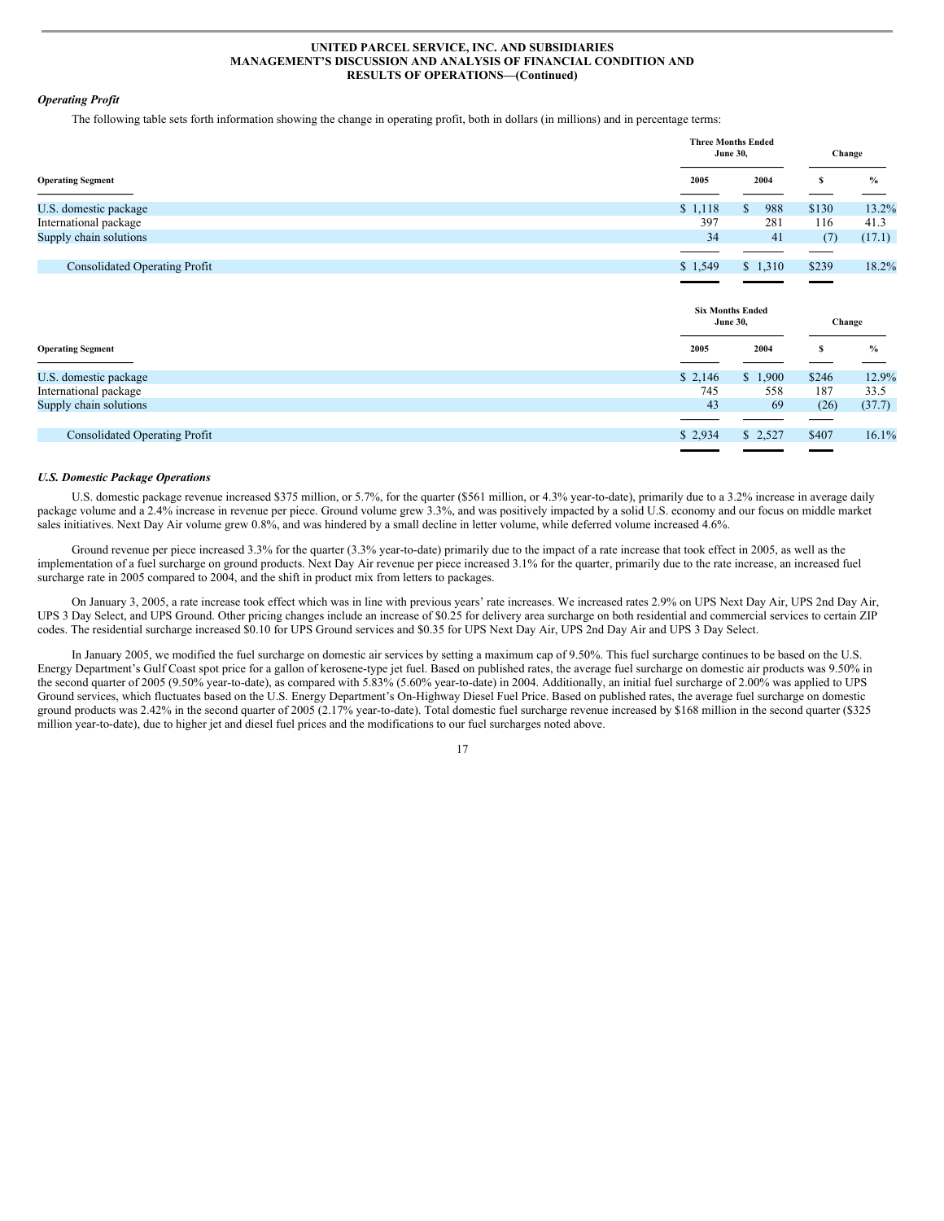### *Operating Profit*

The following table sets forth information showing the change in operating profit, both in dollars (in millions) and in percentage terms:

| Operating Segment | Three Months Ended June 30, | | Change | |
|---|---|---|---|---|
| | 2005 | 2004 | $ | % |
| U.S. domestic package | $ 1,118 | $ 988 | $130 | 13.2% |
| International package | 397 | 281 | 116 | 41.3 |
| Supply chain solutions | 34 | 41 | (7) | (17.1) |
| Consolidated Operating Profit | $ 1,549 | $ 1,310 | $239 | 18.2% |

| Operating Segment | Six Months Ended June 30, | | Change | |
|---|---|---|---|---|
| | 2005 | 2004 | $ | % |
| U.S. domestic package | $ 2,146 | $ 1,900 | $246 | 12.9% |
| International package | 745 | 558 | 187 | 33.5 |
| Supply chain solutions | 43 | 69 | (26) | (37.7) |
| Consolidated Operating Profit | $ 2,934 | $ 2,527 | $407 | 16.1% |

### *U.S. Domestic Package Operations*

U.S. domestic package revenue increased $375 million, or 5.7%, for the quarter ($561 million, or 4.3% year-to-date), primarily due to a 3.2% increase in average daily package volume and a 2.4% increase in revenue per piece. Ground volume grew 3.3%, and was positively impacted by a solid U.S. economy and our focus on middle market sales initiatives. Next Day Air volume grew 0.8%, and was hindered by a small decline in letter volume, while deferred volume increased 4.6%.

Ground revenue per piece increased 3.3% for the quarter (3.3% year-to-date) primarily due to the impact of a rate increase that took effect in 2005, as well as the implementation of a fuel surcharge on ground products. Next Day Air revenue per piece increased 3.1% for the quarter, primarily due to the rate increase, an increased fuel surcharge rate in 2005 compared to 2004, and the shift in product mix from letters to packages.

On January 3, 2005, a rate increase took effect which was in line with previous years' rate increases. We increased rates 2.9% on UPS Next Day Air, UPS 2nd Day Air, UPS 3 Day Select, and UPS Ground. Other pricing changes include an increase of $0.25 for delivery area surcharge on both residential and commercial services to certain ZIP codes. The residential surcharge increased $0.10 for UPS Ground services and $0.35 for UPS Next Day Air, UPS 2nd Day Air and UPS 3 Day Select.

In January 2005, we modified the fuel surcharge on domestic air services by setting a maximum cap of 9.50%. This fuel surcharge continues to be based on the U.S. Energy Department's Gulf Coast spot price for a gallon of kerosene-type jet fuel. Based on published rates, the average fuel surcharge on domestic air products was 9.50% in the second quarter of 2005 (9.50% year-to-date), as compared with 5.83% (5.60% year-to-date) in 2004. Additionally, an initial fuel surcharge of 2.00% was applied to UPS Ground services, which fluctuates based on the U.S. Energy Department's On-Highway Diesel Fuel Price. Based on published rates, the average fuel surcharge on domestic ground products was 2.42% in the second quarter of 2005 (2.17% year-to-date). Total domestic fuel surcharge revenue increased by $168 million in the second quarter ($325 million year-to-date), due to higher jet and diesel fuel prices and the modifications to our fuel surcharges noted above.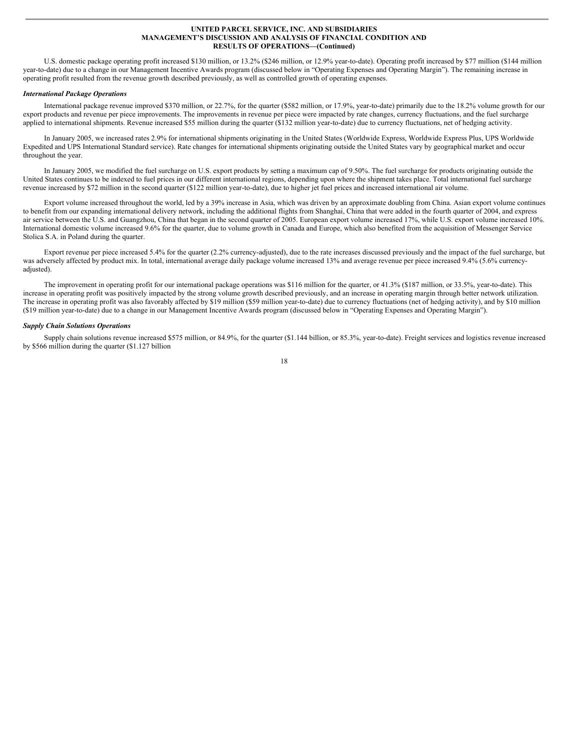U.S. domestic package operating profit increased $130 million, or 13.2% ($246 million, or 12.9% year-to-date). Operating profit increased by $77 million ($144 million year-to-date) due to a change in our Management Incentive Awards program (discussed below in "Operating Expenses and Operating Margin"). The remaining increase in operating profit resulted from the revenue growth described previously, as well as controlled growth of operating expenses.

### *International Package Operations*

International package revenue improved $370 million, or 22.7%, for the quarter ($582 million, or 17.9%, year-to-date) primarily due to the 18.2% volume growth for our export products and revenue per piece improvements. The improvements in revenue per piece were impacted by rate changes, currency fluctuations, and the fuel surcharge applied to international shipments. Revenue increased $55 million during the quarter ($132 million year-to-date) due to currency fluctuations, net of hedging activity.

In January 2005, we increased rates 2.9% for international shipments originating in the United States (Worldwide Express, Worldwide Express Plus, UPS Worldwide Expedited and UPS International Standard service). Rate changes for international shipments originating outside the United States vary by geographical market and occur throughout the year.

In January 2005, we modified the fuel surcharge on U.S. export products by setting a maximum cap of 9.50%. The fuel surcharge for products originating outside the United States continues to be indexed to fuel prices in our different international regions, depending upon where the shipment takes place. Total international fuel surcharge revenue increased by $72 million in the second quarter ($122 million year-to-date), due to higher jet fuel prices and increased international air volume.

Export volume increased throughout the world, led by a 39% increase in Asia, which was driven by an approximate doubling from China. Asian export volume continues to benefit from our expanding international delivery network, including the additional flights from Shanghai, China that were added in the fourth quarter of 2004, and express air service between the U.S. and Guangzhou, China that began in the second quarter of 2005. European export volume increased 17%, while U.S. export volume increased 10%. International domestic volume increased 9.6% for the quarter, due to volume growth in Canada and Europe, which also benefited from the acquisition of Messenger Service Stolica S.A. in Poland during the quarter.

Export revenue per piece increased 5.4% for the quarter (2.2% currency-adjusted), due to the rate increases discussed previously and the impact of the fuel surcharge, but was adversely affected by product mix. In total, international average daily package volume increased 13% and average revenue per piece increased 9.4% (5.6% currency-adjusted).

The improvement in operating profit for our international package operations was $116 million for the quarter, or 41.3% ($187 million, or 33.5%, year-to-date). This increase in operating profit was positively impacted by the strong volume growth described previously, and an increase in operating margin through better network utilization. The increase in operating profit was also favorably affected by $19 million ($59 million year-to-date) due to currency fluctuations (net of hedging activity), and by $10 million ($19 million year-to-date) due to a change in our Management Incentive Awards program (discussed below in "Operating Expenses and Operating Margin").

### *Supply Chain Solutions Operations*

Supply chain solutions revenue increased $575 million, or 84.9%, for the quarter ($1.144 billion, or 85.3%, year-to-date). Freight services and logistics revenue increased by $566 million during the quarter ($1.127 billion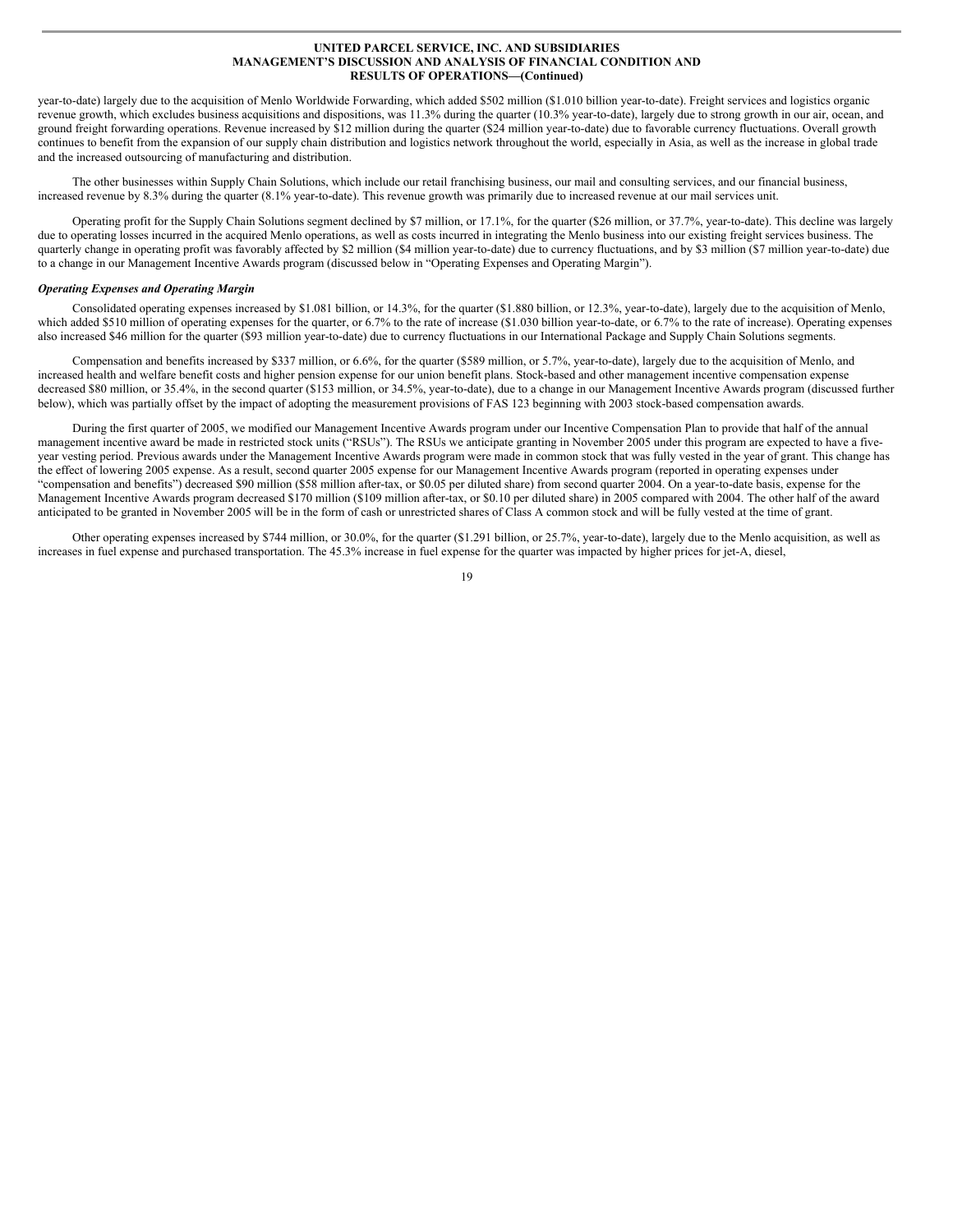year-to-date) largely due to the acquisition of Menlo Worldwide Forwarding, which added $502 million ($1.010 billion year-to-date). Freight services and logistics organic revenue growth, which excludes business acquisitions and dispositions, was 11.3% during the quarter (10.3% year-to-date), largely due to strong growth in our air, ocean, and ground freight forwarding operations. Revenue increased by $12 million during the quarter ($24 million year-to-date) due to favorable currency fluctuations. Overall growth continues to benefit from the expansion of our supply chain distribution and logistics network throughout the world, especially in Asia, as well as the increase in global trade and the increased outsourcing of manufacturing and distribution.

The other businesses within Supply Chain Solutions, which include our retail franchising business, our mail and consulting services, and our financial business, increased revenue by 8.3% during the quarter (8.1% year-to-date). This revenue growth was primarily due to increased revenue at our mail services unit.

Operating profit for the Supply Chain Solutions segment declined by $7 million, or 17.1%, for the quarter ($26 million, or 37.7%, year-to-date). This decline was largely due to operating losses incurred in the acquired Menlo operations, as well as costs incurred in integrating the Menlo business into our existing freight services business. The quarterly change in operating profit was favorably affected by $2 million ($4 million year-to-date) due to currency fluctuations, and by $3 million ($7 million year-to-date) due to a change in our Management Incentive Awards program (discussed below in "Operating Expenses and Operating Margin").

***Operating Expenses and Operating Margin***

Consolidated operating expenses increased by $1.081 billion, or 14.3%, for the quarter ($1.880 billion, or 12.3%, year-to-date), largely due to the acquisition of Menlo, which added $510 million of operating expenses for the quarter, or 6.7% to the rate of increase ($1.030 billion year-to-date, or 6.7% to the rate of increase). Operating expenses also increased $46 million for the quarter ($93 million year-to-date) due to currency fluctuations in our International Package and Supply Chain Solutions segments.

Compensation and benefits increased by $337 million, or 6.6%, for the quarter ($589 million, or 5.7%, year-to-date), largely due to the acquisition of Menlo, and increased health and welfare benefit costs and higher pension expense for our union benefit plans. Stock-based and other management incentive compensation expense decreased $80 million, or 35.4%, in the second quarter ($153 million, or 34.5%, year-to-date), due to a change in our Management Incentive Awards program (discussed further below), which was partially offset by the impact of adopting the measurement provisions of FAS 123 beginning with 2003 stock-based compensation awards.

During the first quarter of 2005, we modified our Management Incentive Awards program under our Incentive Compensation Plan to provide that half of the annual management incentive award be made in restricted stock units ("RSUs"). The RSUs we anticipate granting in November 2005 under this program are expected to have a five-year vesting period. Previous awards under the Management Incentive Awards program were made in common stock that was fully vested in the year of grant. This change has the effect of lowering 2005 expense. As a result, second quarter 2005 expense for our Management Incentive Awards program (reported in operating expenses under "compensation and benefits") decreased $90 million ($58 million after-tax, or $0.05 per diluted share) from second quarter 2004. On a year-to-date basis, expense for the Management Incentive Awards program decreased $170 million ($109 million after-tax, or $0.10 per diluted share) in 2005 compared with 2004. The other half of the award anticipated to be granted in November 2005 will be in the form of cash or unrestricted shares of Class A common stock and will be fully vested at the time of grant.

Other operating expenses increased by $744 million, or 30.0%, for the quarter ($1.291 billion, or 25.7%, year-to-date), largely due to the Menlo acquisition, as well as increases in fuel expense and purchased transportation. The 45.3% increase in fuel expense for the quarter was impacted by higher prices for jet-A, diesel,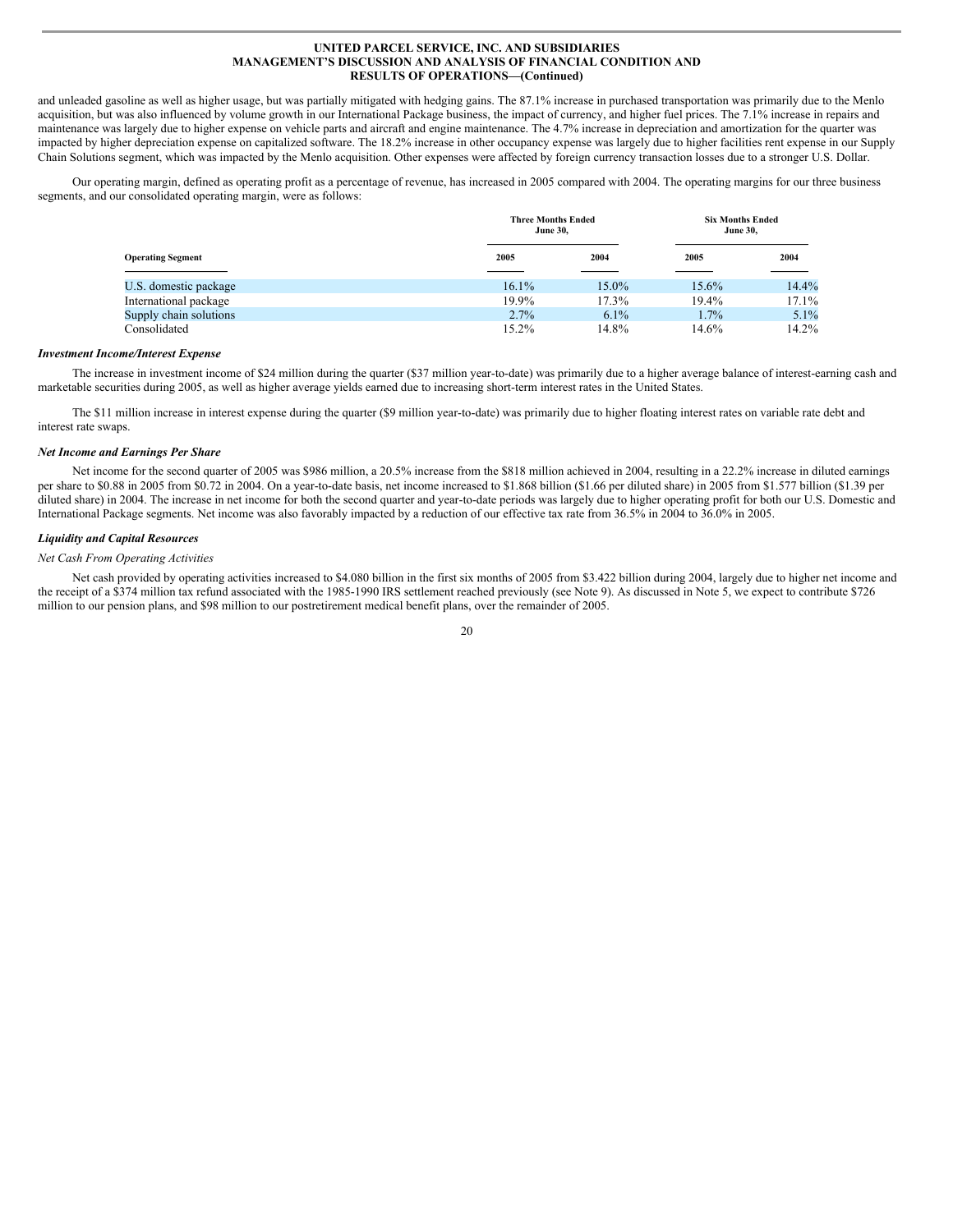and unleaded gasoline as well as higher usage, but was partially mitigated with hedging gains. The 87.1% increase in purchased transportation was primarily due to the Menlo acquisition, but was also influenced by volume growth in our International Package business, the impact of currency, and higher fuel prices. The 7.1% increase in repairs and maintenance was largely due to higher expense on vehicle parts and aircraft and engine maintenance. The 4.7% increase in depreciation and amortization for the quarter was impacted by higher depreciation expense on capitalized software. The 18.2% increase in other occupancy expense was largely due to higher facilities rent expense in our Supply Chain Solutions segment, which was impacted by the Menlo acquisition. Other expenses were affected by foreign currency transaction losses due to a stronger U.S. Dollar.

Our operating margin, defined as operating profit as a percentage of revenue, has increased in 2005 compared with 2004. The operating margins for our three business segments, and our consolidated operating margin, were as follows:

| | Three Months Ended June 30, | | Six Months Ended June 30, | |
|---|---|---|---|---|
| **Operating Segment** | **2005** | **2004** | **2005** | **2004** |
| U.S. domestic package | 16.1% | 15.0% | 15.6% | 14.4% |
| International package | 19.9% | 17.3% | 19.4% | 17.1% |
| Supply chain solutions | 2.7% | 6.1% | 1.7% | 5.1% |
| Consolidated | 15.2% | 14.8% | 14.6% | 14.2% |

***Investment Income/Interest Expense***

The increase in investment income of $24 million during the quarter ($37 million year-to-date) was primarily due to a higher average balance of interest-earning cash and marketable securities during 2005, as well as higher average yields earned due to increasing short-term interest rates in the United States.

The $11 million increase in interest expense during the quarter ($9 million year-to-date) was primarily due to higher floating interest rates on variable rate debt and interest rate swaps.

***Net Income and Earnings Per Share***

Net income for the second quarter of 2005 was $986 million, a 20.5% increase from the $818 million achieved in 2004, resulting in a 22.2% increase in diluted earnings per share to $0.88 in 2005 from $0.72 in 2004. On a year-to-date basis, net income increased to $1.868 billion ($1.66 per diluted share) in 2005 from $1.577 billion ($1.39 per diluted share) in 2004. The increase in net income for both the second quarter and year-to-date periods was largely due to higher operating profit for both our U.S. Domestic and International Package segments. Net income was also favorably impacted by a reduction of our effective tax rate from 36.5% in 2004 to 36.0% in 2005.

***Liquidity and Capital Resources***

*Net Cash From Operating Activities*

Net cash provided by operating activities increased to $4.080 billion in the first six months of 2005 from $3.422 billion during 2004, largely due to higher net income and the receipt of a $374 million tax refund associated with the 1985-1990 IRS settlement reached previously (see Note 9). As discussed in Note 5, we expect to contribute $726 million to our pension plans, and $98 million to our postretirement medical benefit plans, over the remainder of 2005.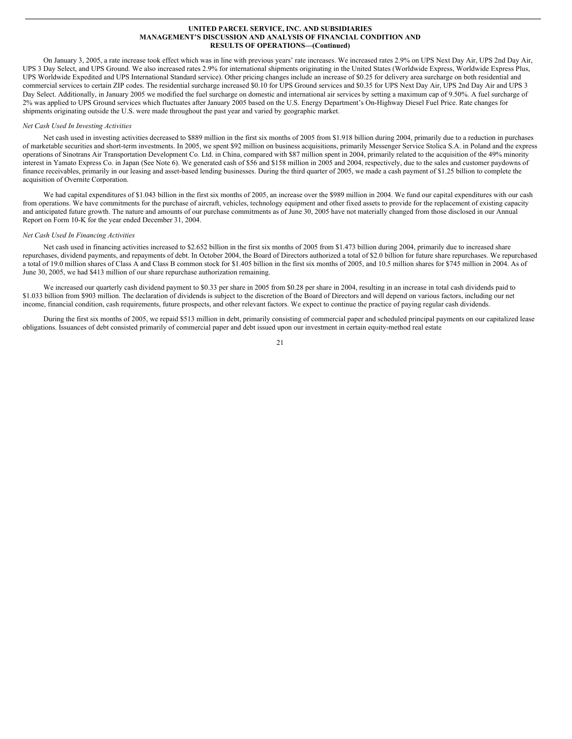On January 3, 2005, a rate increase took effect which was in line with previous years' rate increases. We increased rates 2.9% on UPS Next Day Air, UPS 2nd Day Air, UPS 3 Day Select, and UPS Ground. We also increased rates 2.9% for international shipments originating in the United States (Worldwide Express, Worldwide Express Plus, UPS Worldwide Expedited and UPS International Standard service). Other pricing changes include an increase of $0.25 for delivery area surcharge on both residential and commercial services to certain ZIP codes. The residential surcharge increased $0.10 for UPS Ground services and $0.35 for UPS Next Day Air, UPS 2nd Day Air and UPS 3 Day Select. Additionally, in January 2005 we modified the fuel surcharge on domestic and international air services by setting a maximum cap of 9.50%. A fuel surcharge of 2% was applied to UPS Ground services which fluctuates after January 2005 based on the U.S. Energy Department's On-Highway Diesel Fuel Price. Rate changes for shipments originating outside the U.S. were made throughout the past year and varied by geographic market.

*Net Cash Used In Investing Activities*

Net cash used in investing activities decreased to $889 million in the first six months of 2005 from $1.918 billion during 2004, primarily due to a reduction in purchases of marketable securities and short-term investments. In 2005, we spent $92 million on business acquisitions, primarily Messenger Service Stolica S.A. in Poland and the express operations of Sinotrans Air Transportation Development Co. Ltd. in China, compared with $87 million spent in 2004, primarily related to the acquisition of the 49% minority interest in Yamato Express Co. in Japan (See Note 6). We generated cash of $56 and $158 million in 2005 and 2004, respectively, due to the sales and customer paydowns of finance receivables, primarily in our leasing and asset-based lending businesses. During the third quarter of 2005, we made a cash payment of $1.25 billion to complete the acquisition of Overnite Corporation.

We had capital expenditures of $1.043 billion in the first six months of 2005, an increase over the $989 million in 2004. We fund our capital expenditures with our cash from operations. We have commitments for the purchase of aircraft, vehicles, technology equipment and other fixed assets to provide for the replacement of existing capacity and anticipated future growth. The nature and amounts of our purchase commitments as of June 30, 2005 have not materially changed from those disclosed in our Annual Report on Form 10-K for the year ended December 31, 2004.

*Net Cash Used In Financing Activities*

Net cash used in financing activities increased to $2.652 billion in the first six months of 2005 from $1.473 billion during 2004, primarily due to increased share repurchases, dividend payments, and repayments of debt. In October 2004, the Board of Directors authorized a total of $2.0 billion for future share repurchases. We repurchased a total of 19.0 million shares of Class A and Class B common stock for $1.405 billion in the first six months of 2005, and 10.5 million shares for $745 million in 2004. As of June 30, 2005, we had $413 million of our share repurchase authorization remaining.

We increased our quarterly cash dividend payment to $0.33 per share in 2005 from $0.28 per share in 2004, resulting in an increase in total cash dividends paid to $1.033 billion from $903 million. The declaration of dividends is subject to the discretion of the Board of Directors and will depend on various factors, including our net income, financial condition, cash requirements, future prospects, and other relevant factors. We expect to continue the practice of paying regular cash dividends.

During the first six months of 2005, we repaid $513 million in debt, primarily consisting of commercial paper and scheduled principal payments on our capitalized lease obligations. Issuances of debt consisted primarily of commercial paper and debt issued upon our investment in certain equity-method real estate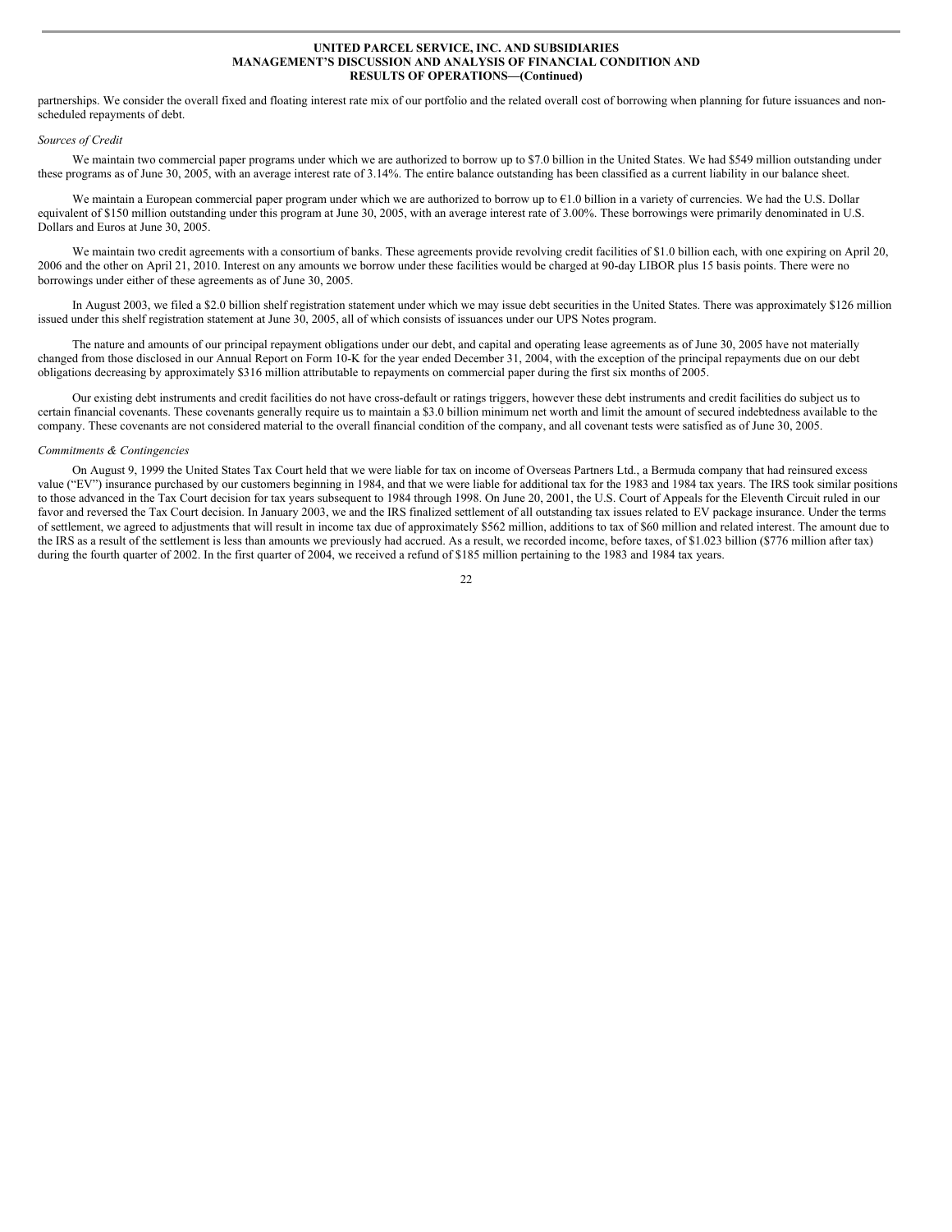partnerships. We consider the overall fixed and floating interest rate mix of our portfolio and the related overall cost of borrowing when planning for future issuances and non-scheduled repayments of debt.

*Sources of Credit*

We maintain two commercial paper programs under which we are authorized to borrow up to $7.0 billion in the United States. We had $549 million outstanding under these programs as of June 30, 2005, with an average interest rate of 3.14%. The entire balance outstanding has been classified as a current liability in our balance sheet.

We maintain a European commercial paper program under which we are authorized to borrow up to €1.0 billion in a variety of currencies. We had the U.S. Dollar equivalent of $150 million outstanding under this program at June 30, 2005, with an average interest rate of 3.00%. These borrowings were primarily denominated in U.S. Dollars and Euros at June 30, 2005.

We maintain two credit agreements with a consortium of banks. These agreements provide revolving credit facilities of $1.0 billion each, with one expiring on April 20, 2006 and the other on April 21, 2010. Interest on any amounts we borrow under these facilities would be charged at 90-day LIBOR plus 15 basis points. There were no borrowings under either of these agreements as of June 30, 2005.

In August 2003, we filed a $2.0 billion shelf registration statement under which we may issue debt securities in the United States. There was approximately $126 million issued under this shelf registration statement at June 30, 2005, all of which consists of issuances under our UPS Notes program.

The nature and amounts of our principal repayment obligations under our debt, and capital and operating lease agreements as of June 30, 2005 have not materially changed from those disclosed in our Annual Report on Form 10-K for the year ended December 31, 2004, with the exception of the principal repayments due on our debt obligations decreasing by approximately $316 million attributable to repayments on commercial paper during the first six months of 2005.

Our existing debt instruments and credit facilities do not have cross-default or ratings triggers, however these debt instruments and credit facilities do subject us to certain financial covenants. These covenants generally require us to maintain a $3.0 billion minimum net worth and limit the amount of secured indebtedness available to the company. These covenants are not considered material to the overall financial condition of the company, and all covenant tests were satisfied as of June 30, 2005.

*Commitments & Contingencies*

On August 9, 1999 the United States Tax Court held that we were liable for tax on income of Overseas Partners Ltd., a Bermuda company that had reinsured excess value ("EV") insurance purchased by our customers beginning in 1984, and that we were liable for additional tax for the 1983 and 1984 tax years. The IRS took similar positions to those advanced in the Tax Court decision for tax years subsequent to 1984 through 1998. On June 20, 2001, the U.S. Court of Appeals for the Eleventh Circuit ruled in our favor and reversed the Tax Court decision. In January 2003, we and the IRS finalized settlement of all outstanding tax issues related to EV package insurance. Under the terms of settlement, we agreed to adjustments that will result in income tax due of approximately $562 million, additions to tax of $60 million and related interest. The amount due to the IRS as a result of the settlement is less than amounts we previously had accrued. As a result, we recorded income, before taxes, of $1.023 billion ($776 million after tax) during the fourth quarter of 2002. In the first quarter of 2004, we received a refund of $185 million pertaining to the 1983 and 1984 tax years.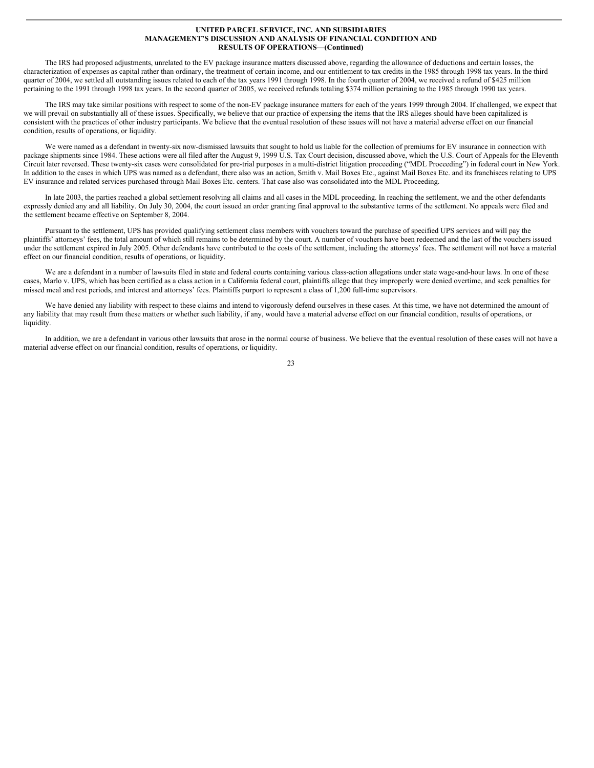The IRS had proposed adjustments, unrelated to the EV package insurance matters discussed above, regarding the allowance of deductions and certain losses, the characterization of expenses as capital rather than ordinary, the treatment of certain income, and our entitlement to tax credits in the 1985 through 1998 tax years. In the third quarter of 2004, we settled all outstanding issues related to each of the tax years 1991 through 1998. In the fourth quarter of 2004, we received a refund of $425 million pertaining to the 1991 through 1998 tax years. In the second quarter of 2005, we received refunds totaling $374 million pertaining to the 1985 through 1990 tax years.

The IRS may take similar positions with respect to some of the non-EV package insurance matters for each of the years 1999 through 2004. If challenged, we expect that we will prevail on substantially all of these issues. Specifically, we believe that our practice of expensing the items that the IRS alleges should have been capitalized is consistent with the practices of other industry participants. We believe that the eventual resolution of these issues will not have a material adverse effect on our financial condition, results of operations, or liquidity.

We were named as a defendant in twenty-six now-dismissed lawsuits that sought to hold us liable for the collection of premiums for EV insurance in connection with package shipments since 1984. These actions were all filed after the August 9, 1999 U.S. Tax Court decision, discussed above, which the U.S. Court of Appeals for the Eleventh Circuit later reversed. These twenty-six cases were consolidated for pre-trial purposes in a multi-district litigation proceeding ("MDL Proceeding") in federal court in New York. In addition to the cases in which UPS was named as a defendant, there also was an action, Smith v. Mail Boxes Etc., against Mail Boxes Etc. and its franchisees relating to UPS EV insurance and related services purchased through Mail Boxes Etc. centers. That case also was consolidated into the MDL Proceeding.

In late 2003, the parties reached a global settlement resolving all claims and all cases in the MDL proceeding. In reaching the settlement, we and the other defendants expressly denied any and all liability. On July 30, 2004, the court issued an order granting final approval to the substantive terms of the settlement. No appeals were filed and the settlement became effective on September 8, 2004.

Pursuant to the settlement, UPS has provided qualifying settlement class members with vouchers toward the purchase of specified UPS services and will pay the plaintiffs' attorneys' fees, the total amount of which still remains to be determined by the court. A number of vouchers have been redeemed and the last of the vouchers issued under the settlement expired in July 2005. Other defendants have contributed to the costs of the settlement, including the attorneys' fees. The settlement will not have a material effect on our financial condition, results of operations, or liquidity.

We are a defendant in a number of lawsuits filed in state and federal courts containing various class-action allegations under state wage-and-hour laws. In one of these cases, Marlo v. UPS, which has been certified as a class action in a California federal court, plaintiffs allege that they improperly were denied overtime, and seek penalties for missed meal and rest periods, and interest and attorneys' fees. Plaintiffs purport to represent a class of 1,200 full-time supervisors.

We have denied any liability with respect to these claims and intend to vigorously defend ourselves in these cases. At this time, we have not determined the amount of any liability that may result from these matters or whether such liability, if any, would have a material adverse effect on our financial condition, results of operations, or liquidity.

In addition, we are a defendant in various other lawsuits that arose in the normal course of business. We believe that the eventual resolution of these cases will not have a material adverse effect on our financial condition, results of operations, or liquidity.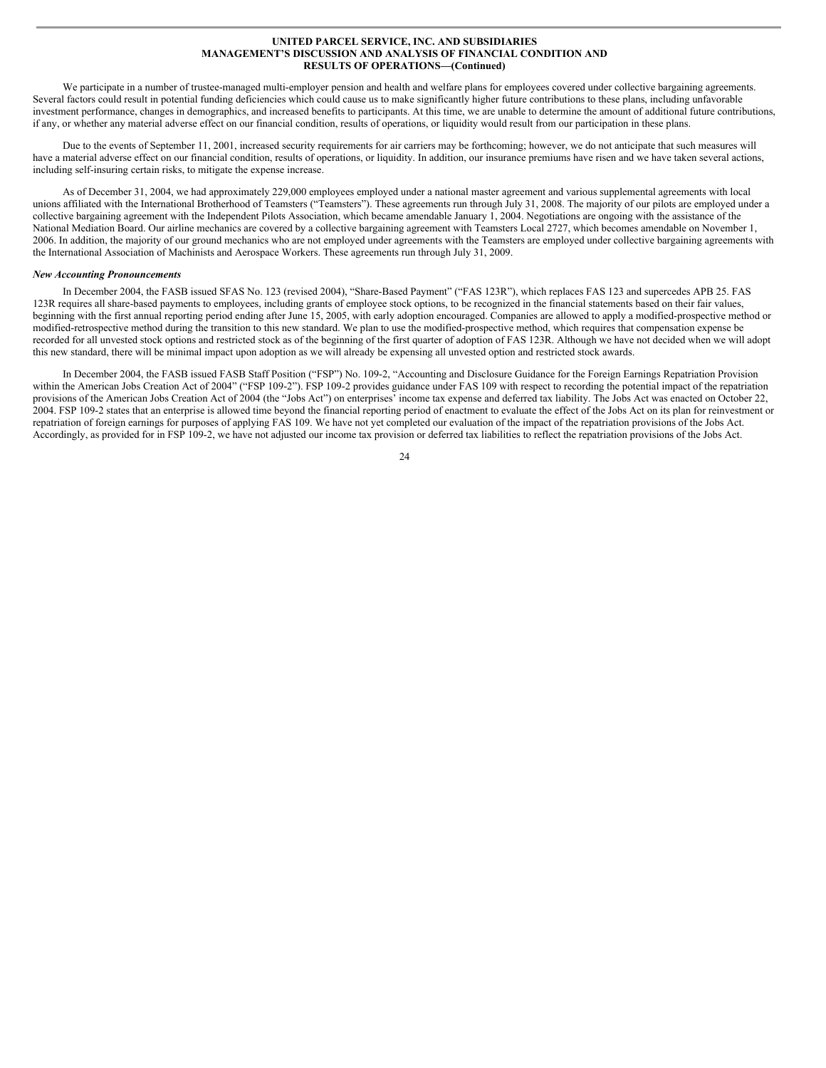We participate in a number of trustee-managed multi-employer pension and health and welfare plans for employees covered under collective bargaining agreements. Several factors could result in potential funding deficiencies which could cause us to make significantly higher future contributions to these plans, including unfavorable investment performance, changes in demographics, and increased benefits to participants. At this time, we are unable to determine the amount of additional future contributions, if any, or whether any material adverse effect on our financial condition, results of operations, or liquidity would result from our participation in these plans.

Due to the events of September 11, 2001, increased security requirements for air carriers may be forthcoming; however, we do not anticipate that such measures will have a material adverse effect on our financial condition, results of operations, or liquidity. In addition, our insurance premiums have risen and we have taken several actions, including self-insuring certain risks, to mitigate the expense increase.

As of December 31, 2004, we had approximately 229,000 employees employed under a national master agreement and various supplemental agreements with local unions affiliated with the International Brotherhood of Teamsters ("Teamsters"). These agreements run through July 31, 2008. The majority of our pilots are employed under a collective bargaining agreement with the Independent Pilots Association, which became amendable January 1, 2004. Negotiations are ongoing with the assistance of the National Mediation Board. Our airline mechanics are covered by a collective bargaining agreement with Teamsters Local 2727, which becomes amendable on November 1, 2006. In addition, the majority of our ground mechanics who are not employed under agreements with the Teamsters are employed under collective bargaining agreements with the International Association of Machinists and Aerospace Workers. These agreements run through July 31, 2009.

***New Accounting Pronouncements***

In December 2004, the FASB issued SFAS No. 123 (revised 2004), "Share-Based Payment" ("FAS 123R"), which replaces FAS 123 and supercedes APB 25. FAS 123R requires all share-based payments to employees, including grants of employee stock options, to be recognized in the financial statements based on their fair values, beginning with the first annual reporting period ending after June 15, 2005, with early adoption encouraged. Companies are allowed to apply a modified-prospective method or modified-retrospective method during the transition to this new standard. We plan to use the modified-prospective method, which requires that compensation expense be recorded for all unvested stock options and restricted stock as of the beginning of the first quarter of adoption of FAS 123R. Although we have not decided when we will adopt this new standard, there will be minimal impact upon adoption as we will already be expensing all unvested option and restricted stock awards.

In December 2004, the FASB issued FASB Staff Position ("FSP") No. 109-2, "Accounting and Disclosure Guidance for the Foreign Earnings Repatriation Provision within the American Jobs Creation Act of 2004" ("FSP 109-2"). FSP 109-2 provides guidance under FAS 109 with respect to recording the potential impact of the repatriation provisions of the American Jobs Creation Act of 2004 (the "Jobs Act") on enterprises' income tax expense and deferred tax liability. The Jobs Act was enacted on October 22, 2004. FSP 109-2 states that an enterprise is allowed time beyond the financial reporting period of enactment to evaluate the effect of the Jobs Act on its plan for reinvestment or repatriation of foreign earnings for purposes of applying FAS 109. We have not yet completed our evaluation of the impact of the repatriation provisions of the Jobs Act. Accordingly, as provided for in FSP 109-2, we have not adjusted our income tax provision or deferred tax liabilities to reflect the repatriation provisions of the Jobs Act.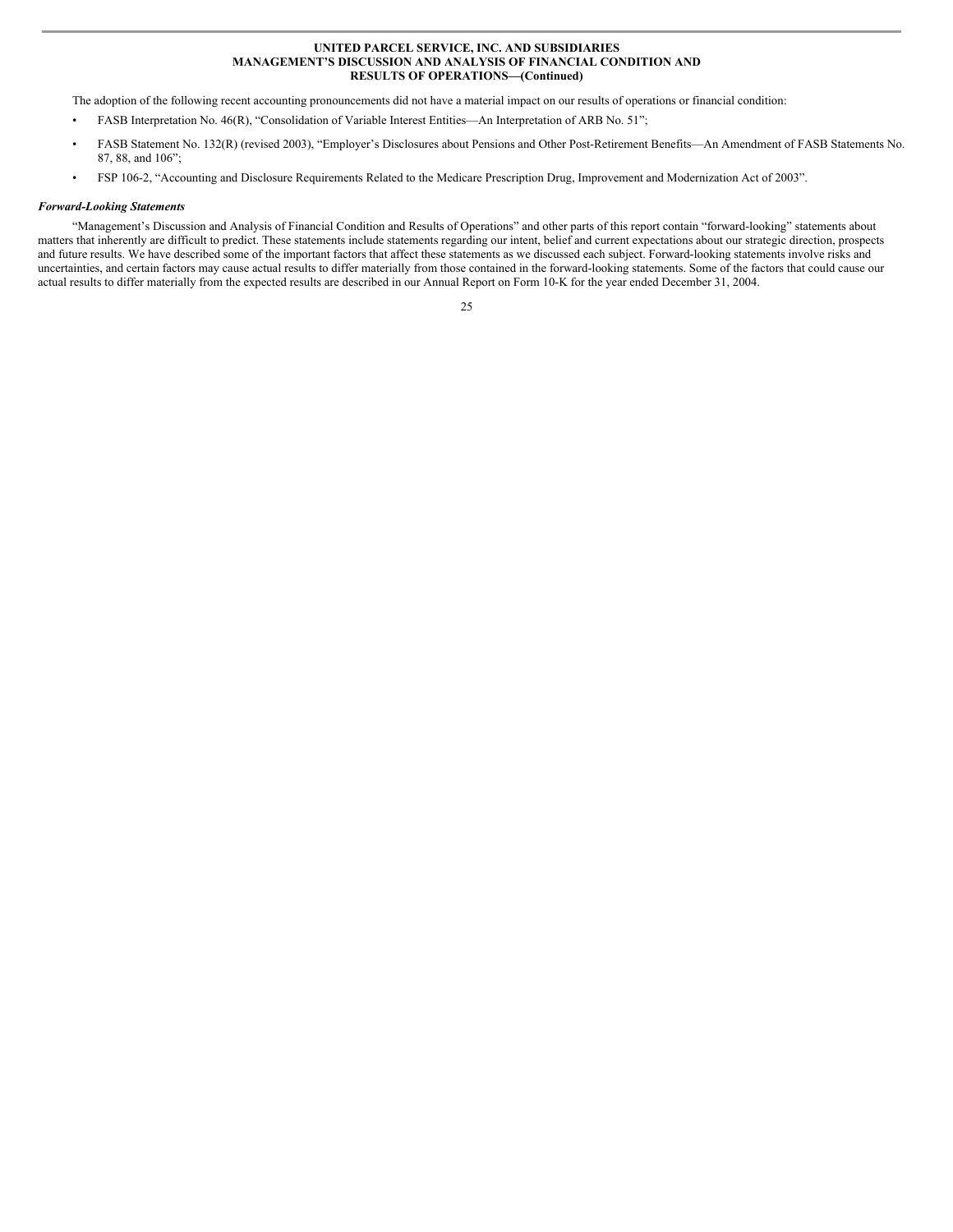The adoption of the following recent accounting pronouncements did not have a material impact on our results of operations or financial condition:

- FASB Interpretation No. 46(R), “Consolidation of Variable Interest Entities—An Interpretation of ARB No. 51”;
- FASB Statement No. 132(R) (revised 2003), “Employer’s Disclosures about Pensions and Other Post-Retirement Benefits—An Amendment of FASB Statements No. 87, 88, and 106”;
- FSP 106-2, “Accounting and Disclosure Requirements Related to the Medicare Prescription Drug, Improvement and Modernization Act of 2003”.

***Forward-Looking Statements***

“Management’s Discussion and Analysis of Financial Condition and Results of Operations” and other parts of this report contain “forward-looking” statements about matters that inherently are difficult to predict. These statements include statements regarding our intent, belief and current expectations about our strategic direction, prospects and future results. We have described some of the important factors that affect these statements as we discussed each subject. Forward-looking statements involve risks and uncertainties, and certain factors may cause actual results to differ materially from those contained in the forward-looking statements. Some of the factors that could cause our actual results to differ materially from the expected results are described in our Annual Report on Form 10-K for the year ended December 31, 2004.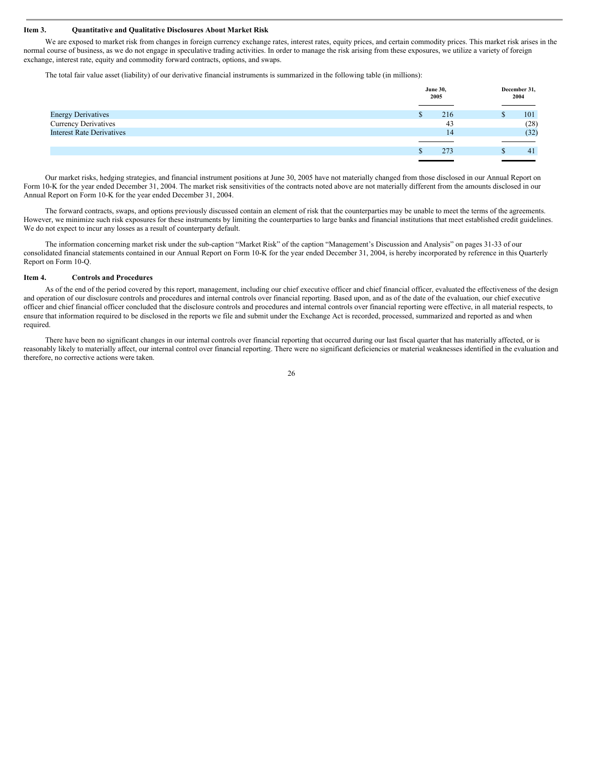## Item 3. Quantitative and Qualitative Disclosures About Market Risk

We are exposed to market risk from changes in foreign currency exchange rates, interest rates, equity prices, and certain commodity prices. This market risk arises in the normal course of business, as we do not engage in speculative trading activities. In order to manage the risk arising from these exposures, we utilize a variety of foreign exchange, interest rate, equity and commodity forward contracts, options, and swaps.

The total fair value asset (liability) of our derivative financial instruments is summarized in the following table (in millions):

| | June 30, 2005 | December 31, 2004 |
|---|---|---|
| Energy Derivatives | $ 216 | $ 101 |
| Currency Derivatives | 43 | (28) |
| Interest Rate Derivatives | 14 | (32) |
| | $ 273 | $ 41 |

Our market risks, hedging strategies, and financial instrument positions at June 30, 2005 have not materially changed from those disclosed in our Annual Report on Form 10-K for the year ended December 31, 2004. The market risk sensitivities of the contracts noted above are not materially different from the amounts disclosed in our Annual Report on Form 10-K for the year ended December 31, 2004.

The forward contracts, swaps, and options previously discussed contain an element of risk that the counterparties may be unable to meet the terms of the agreements. However, we minimize such risk exposures for these instruments by limiting the counterparties to large banks and financial institutions that meet established credit guidelines. We do not expect to incur any losses as a result of counterparty default.

The information concerning market risk under the sub-caption "Market Risk" of the caption "Management's Discussion and Analysis" on pages 31-33 of our consolidated financial statements contained in our Annual Report on Form 10-K for the year ended December 31, 2004, is hereby incorporated by reference in this Quarterly Report on Form 10-Q.

## Item 4. Controls and Procedures

As of the end of the period covered by this report, management, including our chief executive officer and chief financial officer, evaluated the effectiveness of the design and operation of our disclosure controls and procedures and internal controls over financial reporting. Based upon, and as of the date of the evaluation, our chief executive officer and chief financial officer concluded that the disclosure controls and procedures and internal controls over financial reporting were effective, in all material respects, to ensure that information required to be disclosed in the reports we file and submit under the Exchange Act is recorded, processed, summarized and reported as and when required.

There have been no significant changes in our internal controls over financial reporting that occurred during our last fiscal quarter that has materially affected, or is reasonably likely to materially affect, our internal control over financial reporting. There were no significant deficiencies or material weaknesses identified in the evaluation and therefore, no corrective actions were taken.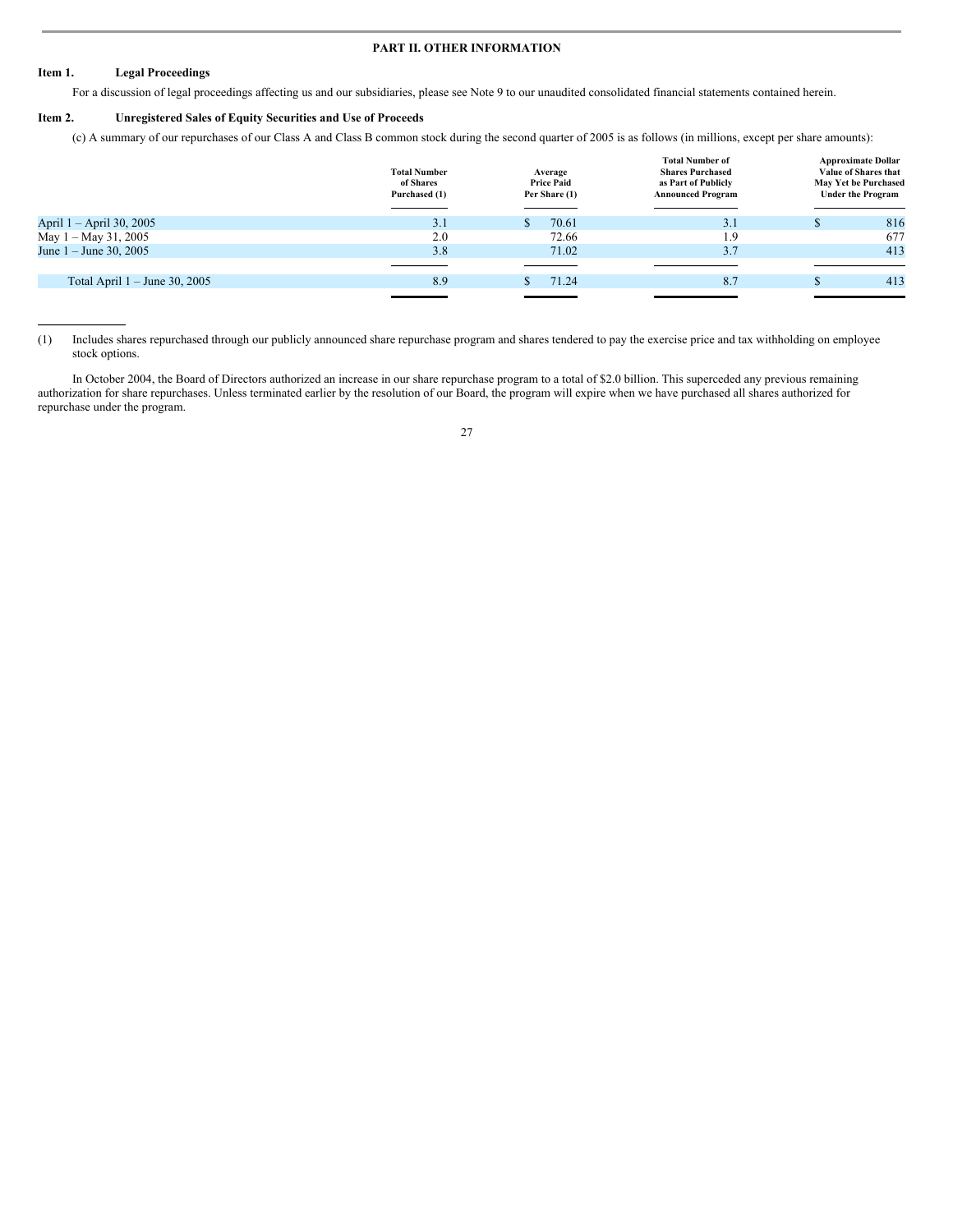## PART II. OTHER INFORMATION

### Item 1. Legal Proceedings

For a discussion of legal proceedings affecting us and our subsidiaries, please see Note 9 to our unaudited consolidated financial statements contained herein.

### Item 2. Unregistered Sales of Equity Securities and Use of Proceeds

(c) A summary of our repurchases of our Class A and Class B common stock during the second quarter of 2005 is as follows (in millions, except per share amounts):

| | Total Number of Shares Purchased (1) | Average Price Paid Per Share (1) | Total Number of Shares Purchased as Part of Publicly Announced Program | Approximate Dollar Value of Shares that May Yet be Purchased Under the Program |
|---|---|---|---|---|
| April 1 – April 30, 2005 | 3.1 | $ 70.61 | 3.1 | $ 816 |
| May 1 – May 31, 2005 | 2.0 | 72.66 | 1.9 | 677 |
| June 1 – June 30, 2005 | 3.8 | 71.02 | 3.7 | 413 |
| Total April 1 – June 30, 2005 | 8.9 | $ 71.24 | 8.7 | $ 413 |

(1) Includes shares repurchased through our publicly announced share repurchase program and shares tendered to pay the exercise price and tax withholding on employee stock options.

In October 2004, the Board of Directors authorized an increase in our share repurchase program to a total of $2.0 billion. This superceded any previous remaining authorization for share repurchases. Unless terminated earlier by the resolution of our Board, the program will expire when we have purchased all shares authorized for repurchase under the program.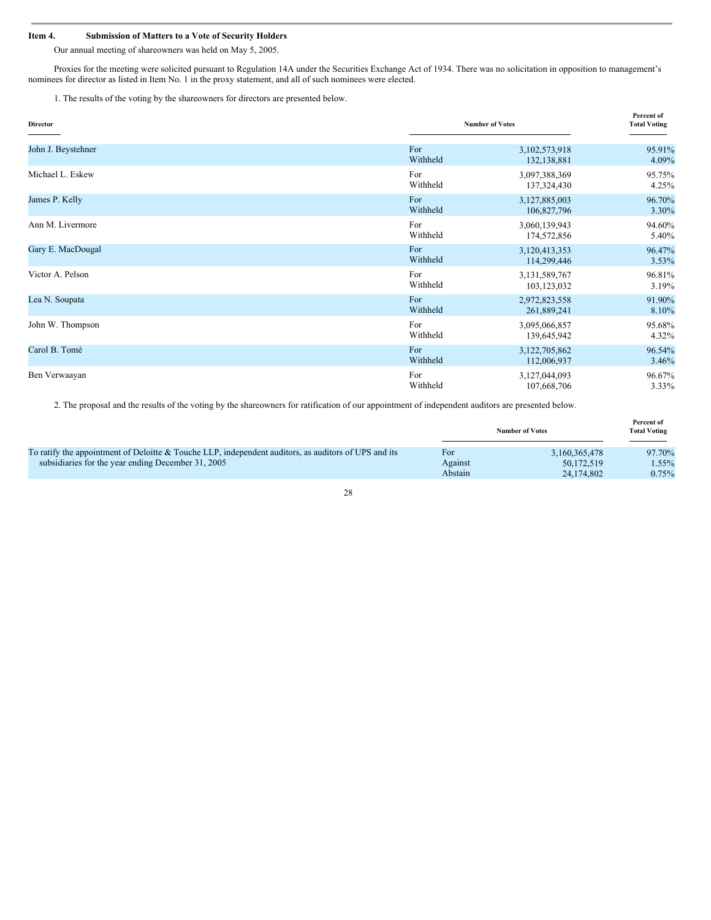**Item 4. Submission of Matters to a Vote of Security Holders**

Our annual meeting of shareowners was held on May 5, 2005.

Proxies for the meeting were solicited pursuant to Regulation 14A under the Securities Exchange Act of 1934. There was no solicitation in opposition to management's nominees for director as listed in Item No. 1 in the proxy statement, and all of such nominees were elected.

1. The results of the voting by the shareowners for directors are presented below.

| Director | Number of Votes | | Percent of Total Voting |
|---|---|---|---|
| John J. Beystehner | For | 3,102,573,918 | 95.91% |
| | Withheld | 132,138,881 | 4.09% |
| Michael L. Eskew | For | 3,097,388,369 | 95.75% |
| | Withheld | 137,324,430 | 4.25% |
| James P. Kelly | For | 3,127,885,003 | 96.70% |
| | Withheld | 106,827,796 | 3.30% |
| Ann M. Livermore | For | 3,060,139,943 | 94.60% |
| | Withheld | 174,572,856 | 5.40% |
| Gary E. MacDougal | For | 3,120,413,353 | 96.47% |
| | Withheld | 114,299,446 | 3.53% |
| Victor A. Pelson | For | 3,131,589,767 | 96.81% |
| | Withheld | 103,123,032 | 3.19% |
| Lea N. Soupata | For | 2,972,823,558 | 91.90% |
| | Withheld | 261,889,241 | 8.10% |
| John W. Thompson | For | 3,095,066,857 | 95.68% |
| | Withheld | 139,645,942 | 4.32% |
| Carol B. Tomé | For | 3,122,705,862 | 96.54% |
| | Withheld | 112,006,937 | 3.46% |
| Ben Verwaayan | For | 3,127,044,093 | 96.67% |
| | Withheld | 107,668,706 | 3.33% |

2. The proposal and the results of the voting by the shareowners for ratification of our appointment of independent auditors are presented below.

| | Number of Votes | | Percent of Total Voting |
|---|---|---|---|
| To ratify the appointment of Deloitte & Touche LLP, independent auditors, as auditors of UPS and its subsidiaries for the year ending December 31, 2005 | For | 3,160,365,478 | 97.70% |
| | Against | 50,172,519 | 1.55% |
| | Abstain | 24,174,802 | 0.75% |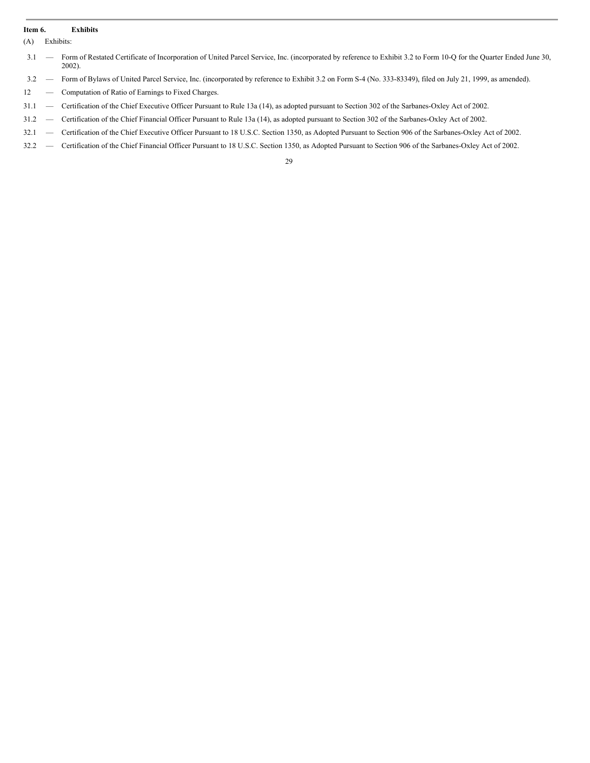**Item 6. Exhibits**

(A) Exhibits:

3.1 — Form of Restated Certificate of Incorporation of United Parcel Service, Inc. (incorporated by reference to Exhibit 3.2 to Form 10-Q for the Quarter Ended June 30, 2002).

3.2 — Form of Bylaws of United Parcel Service, Inc. (incorporated by reference to Exhibit 3.2 on Form S-4 (No. 333-83349), filed on July 21, 1999, as amended).

12 — Computation of Ratio of Earnings to Fixed Charges.

31.1 — Certification of the Chief Executive Officer Pursuant to Rule 13a (14), as adopted pursuant to Section 302 of the Sarbanes-Oxley Act of 2002.

31.2 — Certification of the Chief Financial Officer Pursuant to Rule 13a (14), as adopted pursuant to Section 302 of the Sarbanes-Oxley Act of 2002.

32.1 — Certification of the Chief Executive Officer Pursuant to 18 U.S.C. Section 1350, as Adopted Pursuant to Section 906 of the Sarbanes-Oxley Act of 2002.

32.2 — Certification of the Chief Financial Officer Pursuant to 18 U.S.C. Section 1350, as Adopted Pursuant to Section 906 of the Sarbanes-Oxley Act of 2002.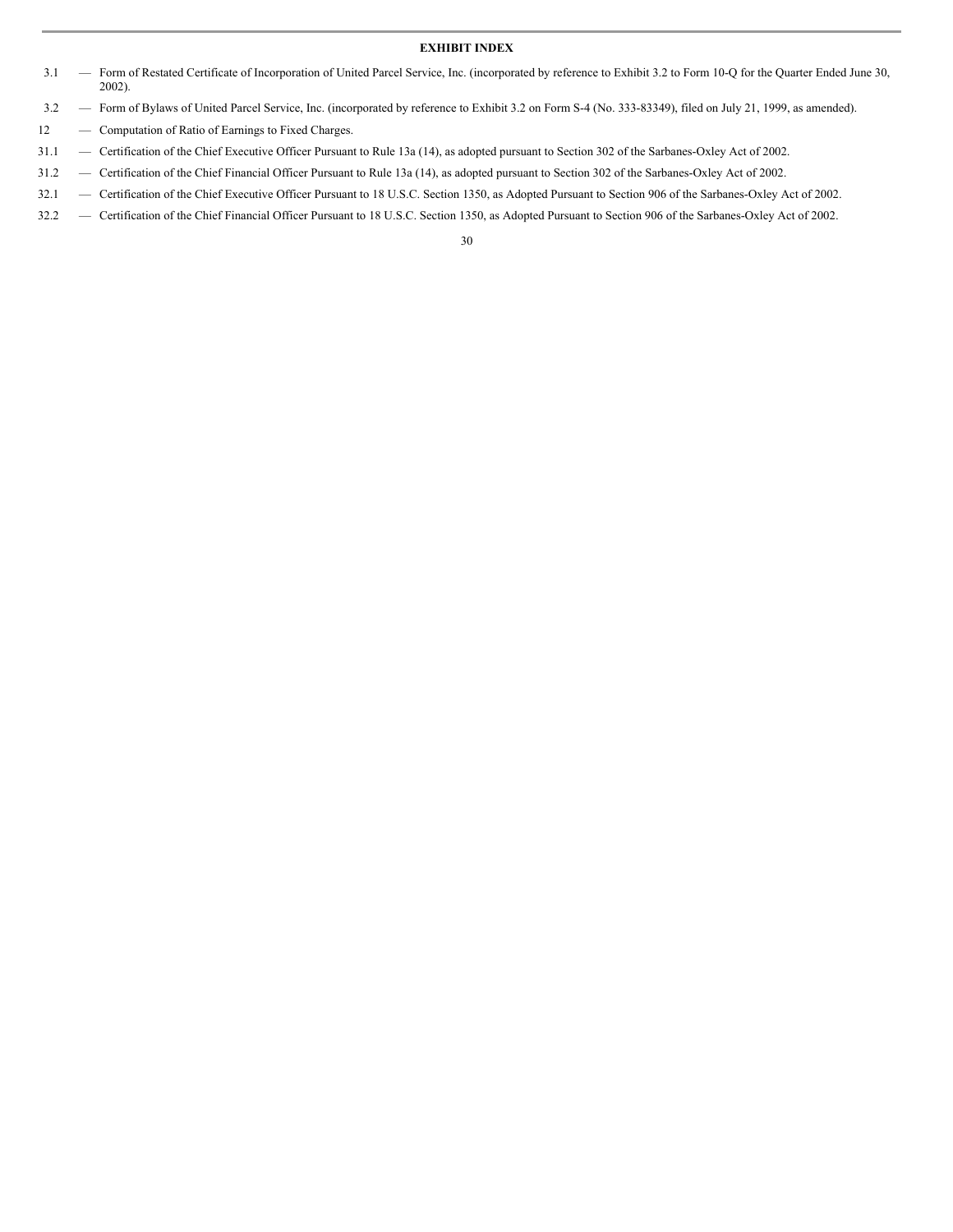**EXHIBIT INDEX**

3.1 — Form of Restated Certificate of Incorporation of United Parcel Service, Inc. (incorporated by reference to Exhibit 3.2 to Form 10-Q for the Quarter Ended June 30, 2002).

3.2 — Form of Bylaws of United Parcel Service, Inc. (incorporated by reference to Exhibit 3.2 on Form S-4 (No. 333-83349), filed on July 21, 1999, as amended).

12 — Computation of Ratio of Earnings to Fixed Charges.

31.1 — Certification of the Chief Executive Officer Pursuant to Rule 13a (14), as adopted pursuant to Section 302 of the Sarbanes-Oxley Act of 2002.

31.2 — Certification of the Chief Financial Officer Pursuant to Rule 13a (14), as adopted pursuant to Section 302 of the Sarbanes-Oxley Act of 2002.

32.1 — Certification of the Chief Executive Officer Pursuant to 18 U.S.C. Section 1350, as Adopted Pursuant to Section 906 of the Sarbanes-Oxley Act of 2002.

32.2 — Certification of the Chief Financial Officer Pursuant to 18 U.S.C. Section 1350, as Adopted Pursuant to Section 906 of the Sarbanes-Oxley Act of 2002.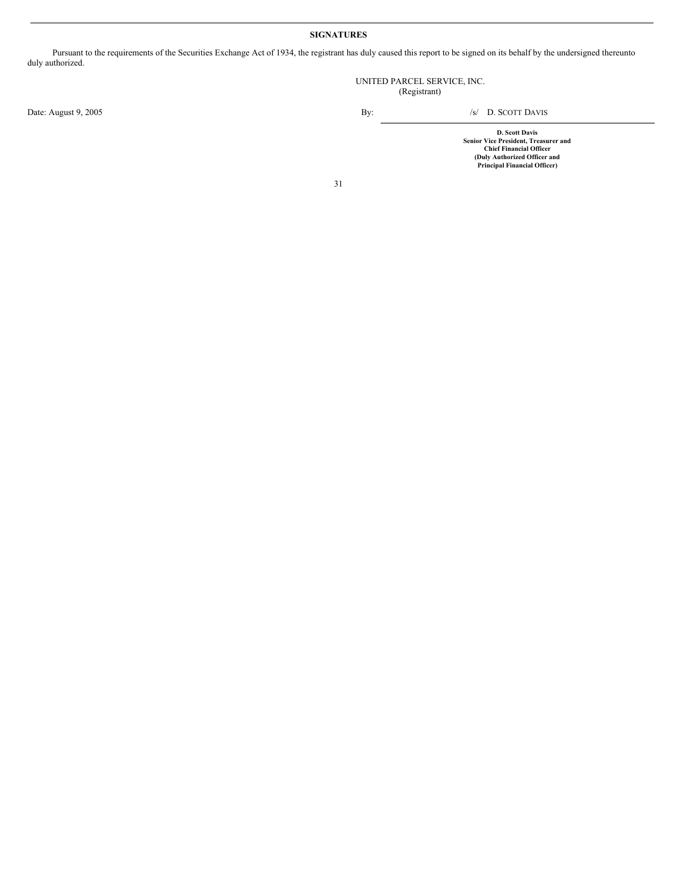**SIGNATURES**

Pursuant to the requirements of the Securities Exchange Act of 1934, the registrant has duly caused this report to be signed on its behalf by the undersigned thereunto duly authorized.

UNITED PARCEL SERVICE, INC.
(Registrant)

Date: August 9, 2005

By: /s/ D. SCOTT DAVIS

**D. Scott Davis**
**Senior Vice President, Treasurer and**
**Chief Financial Officer**
**(Duly Authorized Officer and**
**Principal Financial Officer)**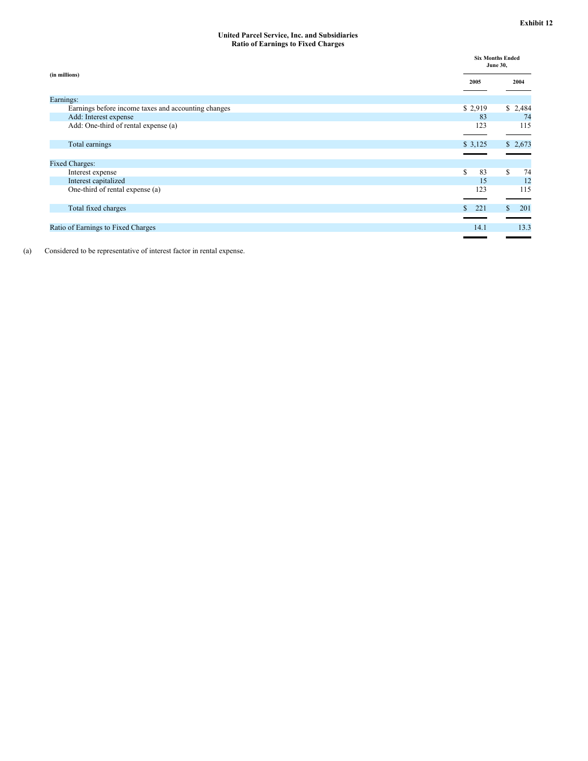Exhibit 12

**United Parcel Service, Inc. and Subsidiaries**
**Ratio of Earnings to Fixed Charges**

| (in millions) | Six Months Ended June 30, | |
|---|---|---|
| | 2005 | 2004 |
| Earnings: | | |
| Earnings before income taxes and accounting changes | $ 2,919 | $ 2,484 |
| Add: Interest expense | 83 | 74 |
| Add: One-third of rental expense (a) | 123 | 115 |
| Total earnings | $ 3,125 | $ 2,673 |
| Fixed Charges: | | |
| Interest expense | $ 83 | $ 74 |
| Interest capitalized | 15 | 12 |
| One-third of rental expense (a) | 123 | 115 |
| Total fixed charges | $ 221 | $ 201 |
| Ratio of Earnings to Fixed Charges | 14.1 | 13.3 |

(a) Considered to be representative of interest factor in rental expense.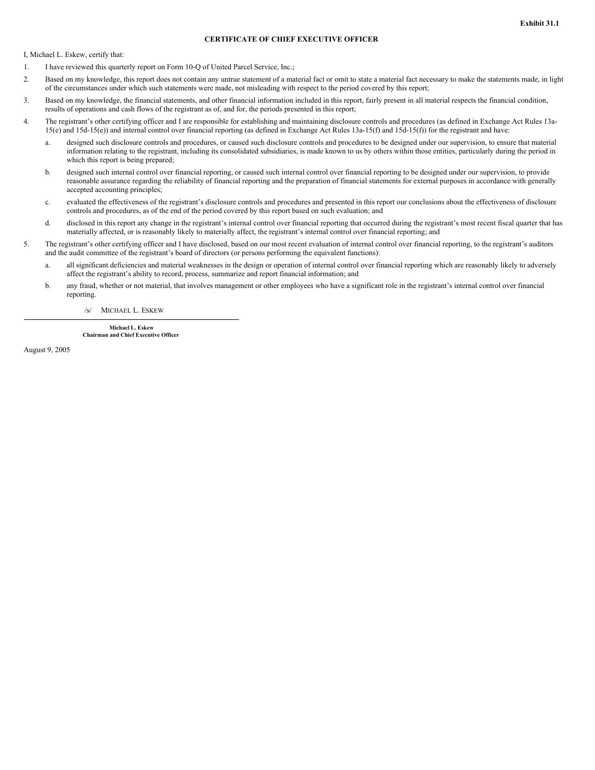**Exhibit 31.1**

# CERTIFICATE OF CHIEF EXECUTIVE OFFICER

I, Michael L. Eskew, certify that:

1. I have reviewed this quarterly report on Form 10-Q of United Parcel Service, Inc.;
2. Based on my knowledge, this report does not contain any untrue statement of a material fact or omit to state a material fact necessary to make the statements made, in light of the circumstances under which such statements were made, not misleading with respect to the period covered by this report;
3. Based on my knowledge, the financial statements, and other financial information included in this report, fairly present in all material respects the financial condition, results of operations and cash flows of the registrant as of, and for, the periods presented in this report;
4. The registrant's other certifying officer and I are responsible for establishing and maintaining disclosure controls and procedures (as defined in Exchange Act Rules 13a-15(e) and 15d-15(e)) and internal control over financial reporting (as defined in Exchange Act Rules 13a-15(f) and 15d-15(f)) for the registrant and have:
   a. designed such disclosure controls and procedures, or caused such disclosure controls and procedures to be designed under our supervision, to ensure that material information relating to the registrant, including its consolidated subsidiaries, is made known to us by others within those entities, particularly during the period in which this report is being prepared;
   b. designed such internal control over financial reporting, or caused such internal control over financial reporting to be designed under our supervision, to provide reasonable assurance regarding the reliability of financial reporting and the preparation of financial statements for external purposes in accordance with generally accepted accounting principles;
   c. evaluated the effectiveness of the registrant's disclosure controls and procedures and presented in this report our conclusions about the effectiveness of disclosure controls and procedures, as of the end of the period covered by this report based on such evaluation; and
   d. disclosed in this report any change in the registrant's internal control over financial reporting that occurred during the registrant's most recent fiscal quarter that has materially affected, or is reasonably likely to materially affect, the registrant's internal control over financial reporting; and
5. The registrant's other certifying officer and I have disclosed, based on our most recent evaluation of internal control over financial reporting, to the registrant's auditors and the audit committee of the registrant's board of directors (or persons performing the equivalent functions):
   a. all significant deficiencies and material weaknesses in the design or operation of internal control over financial reporting which are reasonably likely to adversely affect the registrant's ability to record, process, summarize and report financial information; and
   b. any fraud, whether or not material, that involves management or other employees who have a significant role in the registrant's internal control over financial reporting.

/s/ MICHAEL L. ESKEW

**Michael L. Eskew**
**Chairman and Chief Executive Officer**

August 9, 2005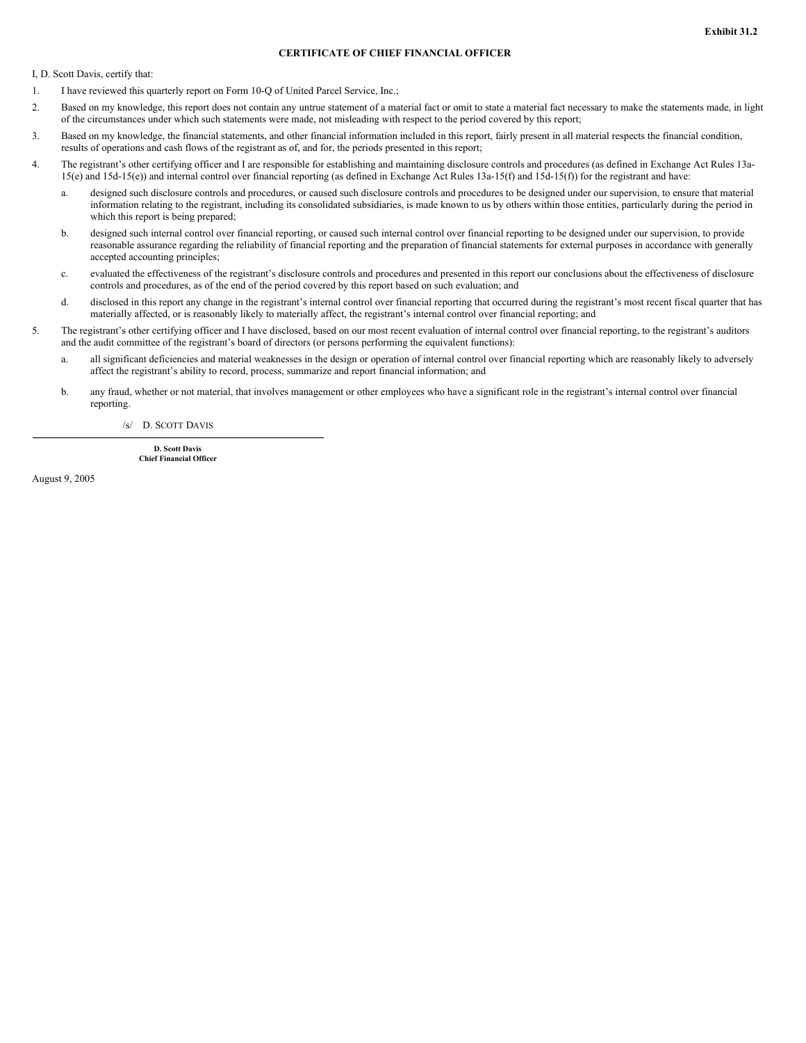**Exhibit 31.2**

## CERTIFICATE OF CHIEF FINANCIAL OFFICER

I, D. Scott Davis, certify that:

1. I have reviewed this quarterly report on Form 10-Q of United Parcel Service, Inc.;
2. Based on my knowledge, this report does not contain any untrue statement of a material fact or omit to state a material fact necessary to make the statements made, in light of the circumstances under which such statements were made, not misleading with respect to the period covered by this report;
3. Based on my knowledge, the financial statements, and other financial information included in this report, fairly present in all material respects the financial condition, results of operations and cash flows of the registrant as of, and for, the periods presented in this report;
4. The registrant's other certifying officer and I are responsible for establishing and maintaining disclosure controls and procedures (as defined in Exchange Act Rules 13a-15(e) and 15d-15(e)) and internal control over financial reporting (as defined in Exchange Act Rules 13a-15(f) and 15d-15(f)) for the registrant and have:
   a. designed such disclosure controls and procedures, or caused such disclosure controls and procedures to be designed under our supervision, to ensure that material information relating to the registrant, including its consolidated subsidiaries, is made known to us by others within those entities, particularly during the period in which this report is being prepared;
   b. designed such internal control over financial reporting, or caused such internal control over financial reporting to be designed under our supervision, to provide reasonable assurance regarding the reliability of financial reporting and the preparation of financial statements for external purposes in accordance with generally accepted accounting principles;
   c. evaluated the effectiveness of the registrant's disclosure controls and procedures and presented in this report our conclusions about the effectiveness of disclosure controls and procedures, as of the end of the period covered by this report based on such evaluation; and
   d. disclosed in this report any change in the registrant's internal control over financial reporting that occurred during the registrant's most recent fiscal quarter that has materially affected, or is reasonably likely to materially affect, the registrant's internal control over financial reporting; and
5. The registrant's other certifying officer and I have disclosed, based on our most recent evaluation of internal control over financial reporting, to the registrant's auditors and the audit committee of the registrant's board of directors (or persons performing the equivalent functions):
   a. all significant deficiencies and material weaknesses in the design or operation of internal control over financial reporting which are reasonably likely to adversely affect the registrant's ability to record, process, summarize and report financial information; and
   b. any fraud, whether or not material, that involves management or other employees who have a significant role in the registrant's internal control over financial reporting.

/s/ D. SCOTT DAVIS

**D. Scott Davis**
**Chief Financial Officer**

August 9, 2005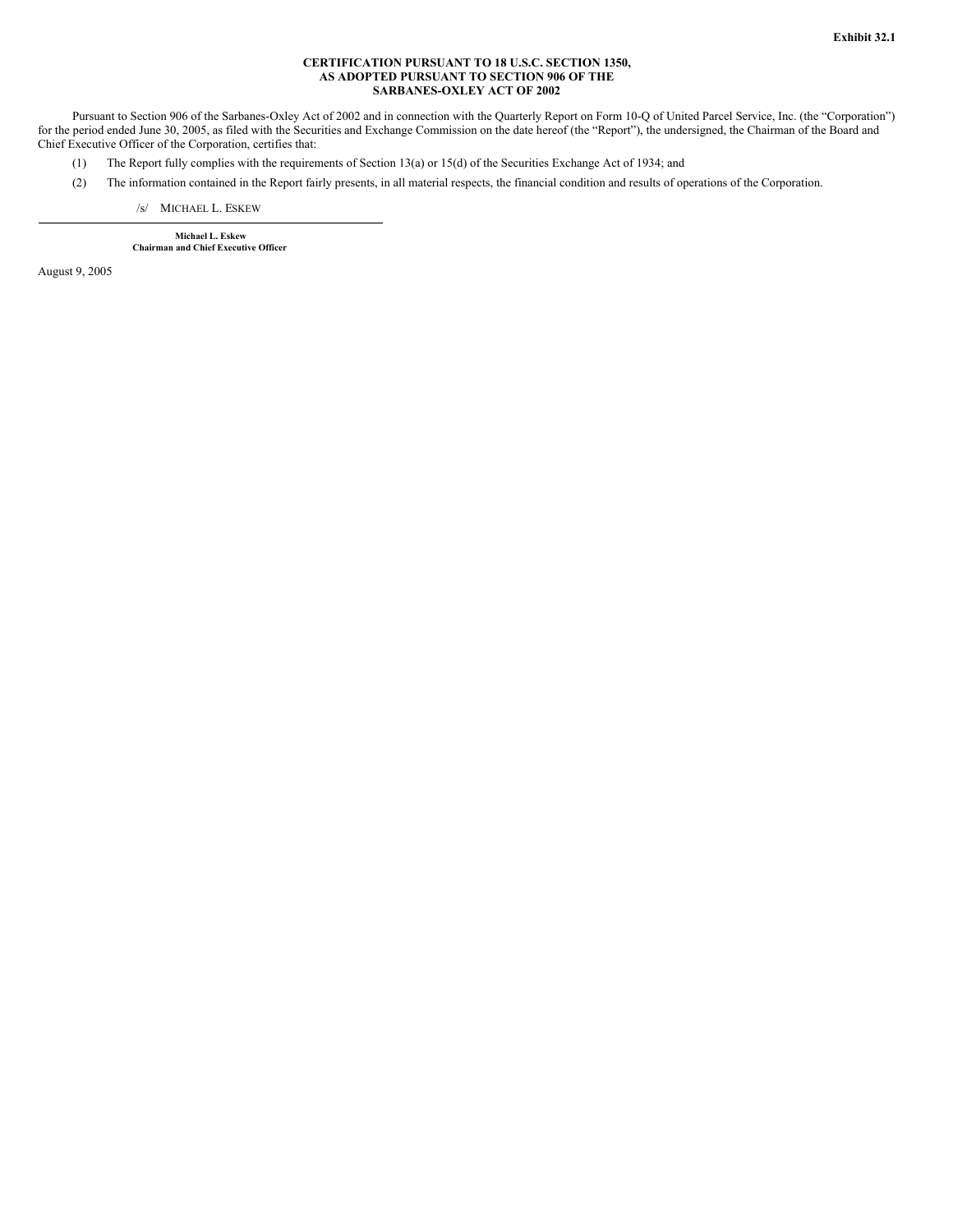**Exhibit 32.1**

**CERTIFICATION PURSUANT TO 18 U.S.C. SECTION 1350,
AS ADOPTED PURSUANT TO SECTION 906 OF THE
SARBANES-OXLEY ACT OF 2002**

Pursuant to Section 906 of the Sarbanes-Oxley Act of 2002 and in connection with the Quarterly Report on Form 10-Q of United Parcel Service, Inc. (the "Corporation") for the period ended June 30, 2005, as filed with the Securities and Exchange Commission on the date hereof (the "Report"), the undersigned, the Chairman of the Board and Chief Executive Officer of the Corporation, certifies that:

(1) The Report fully complies with the requirements of Section 13(a) or 15(d) of the Securities Exchange Act of 1934; and

(2) The information contained in the Report fairly presents, in all material respects, the financial condition and results of operations of the Corporation.

/s/ MICHAEL L. ESKEW

**Michael L. Eskew**
**Chairman and Chief Executive Officer**

August 9, 2005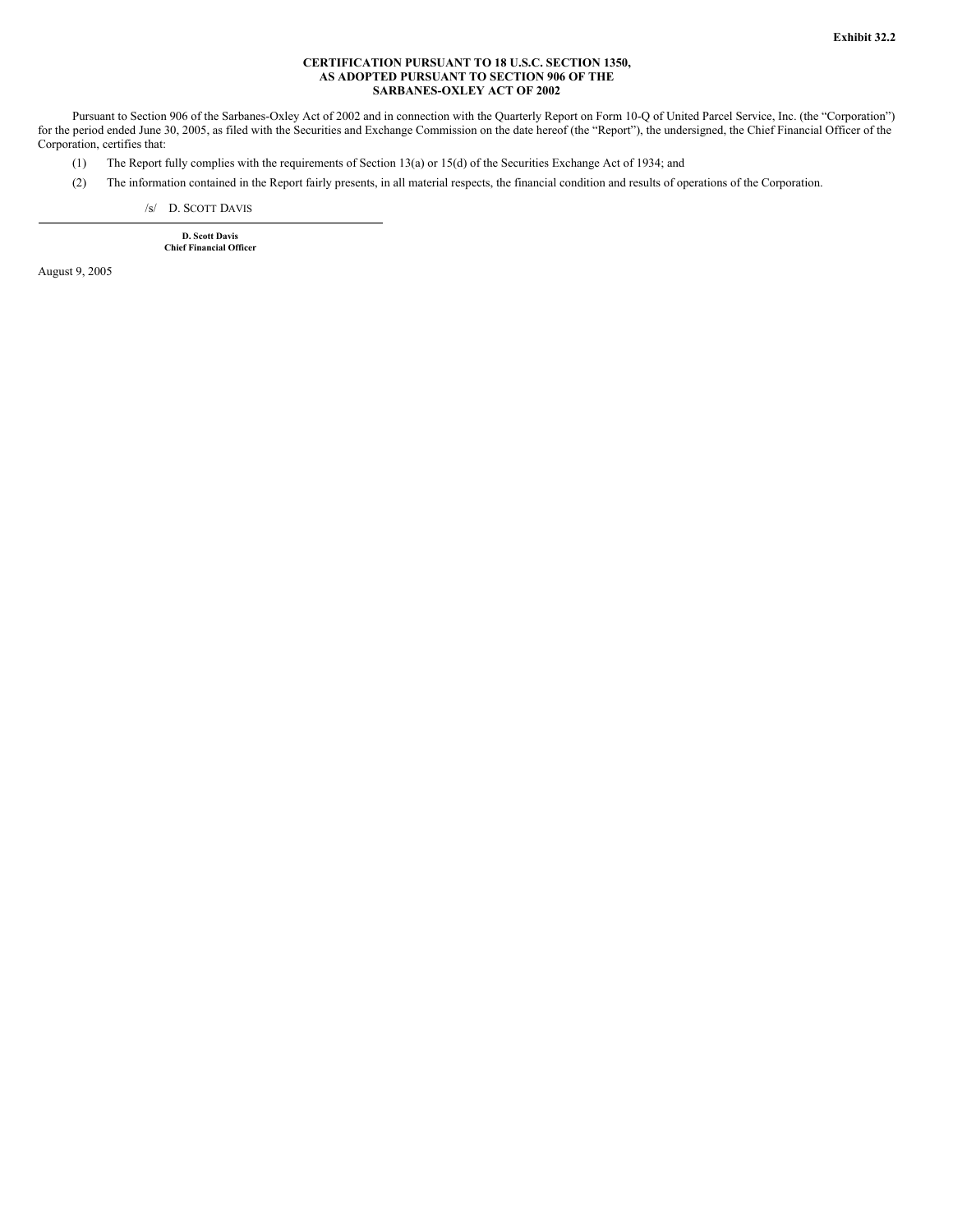**Exhibit 32.2**

**CERTIFICATION PURSUANT TO 18 U.S.C. SECTION 1350, AS ADOPTED PURSUANT TO SECTION 906 OF THE SARBANES-OXLEY ACT OF 2002**

Pursuant to Section 906 of the Sarbanes-Oxley Act of 2002 and in connection with the Quarterly Report on Form 10-Q of United Parcel Service, Inc. (the “Corporation”) for the period ended June 30, 2005, as filed with the Securities and Exchange Commission on the date hereof (the “Report”), the undersigned, the Chief Financial Officer of the Corporation, certifies that:

(1) The Report fully complies with the requirements of Section 13(a) or 15(d) of the Securities Exchange Act of 1934; and

(2) The information contained in the Report fairly presents, in all material respects, the financial condition and results of operations of the Corporation.

/s/ D. SCOTT DAVIS

**D. Scott Davis**
**Chief Financial Officer**

August 9, 2005